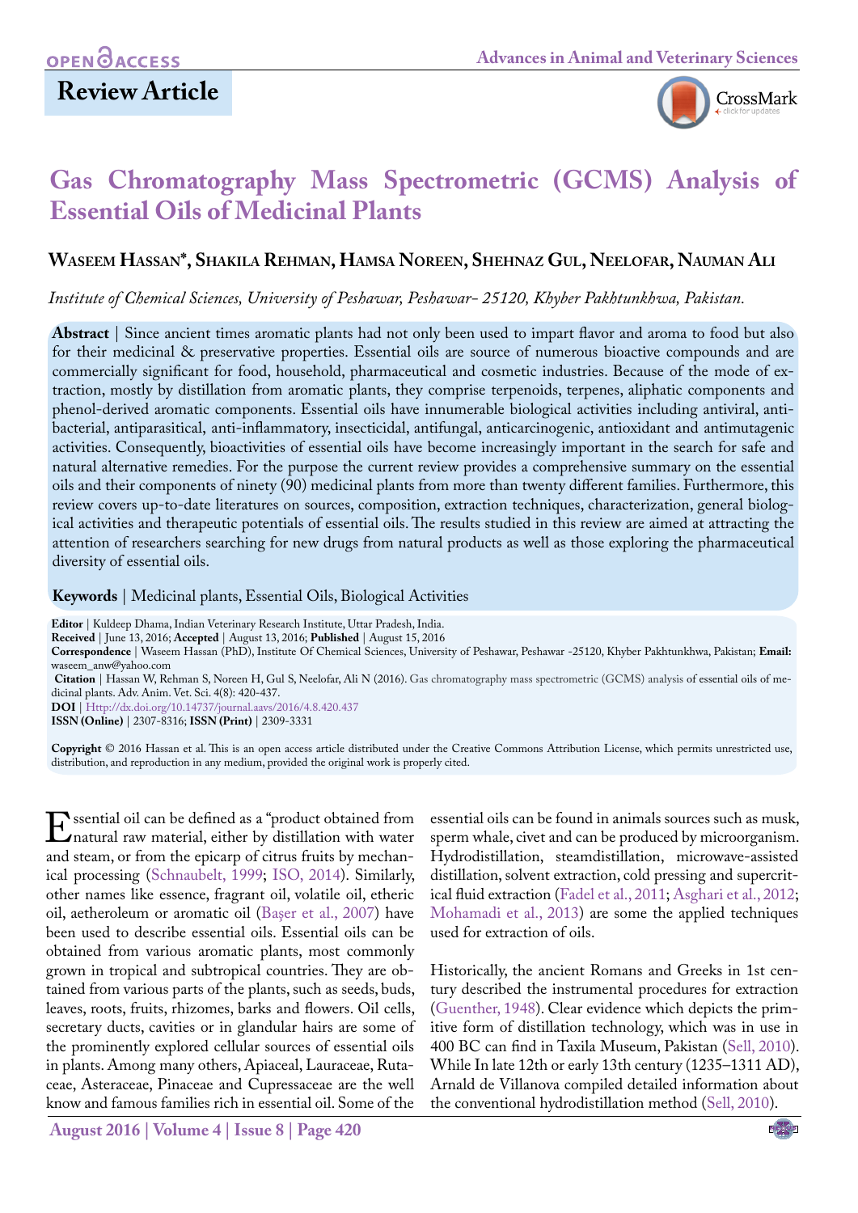OPEN ACCESS

**Review Article**

# Gas Chromatography Mass Spectrometric (GCMS) Analysis of Essential Oils of Medicinal Plants

**Waseem Hassan*, Shakila Rehman, Hamsa Noreen, Shehnaz Gul, Neelofar, Nauman Ali**

*Institute of Chemical Sciences, University of Peshawar, Peshawar- 25120, Khyber Pakhtunkhwa, Pakistan.*

**Abstract** | Since ancient times aromatic plants had not only been used to impart flavor and aroma to food but also for their medicinal & preservative properties. Essential oils are source of numerous bioactive compounds and are commercially significant for food, household, pharmaceutical and cosmetic industries. Because of the mode of extraction, mostly by distillation from aromatic plants, they comprise terpenoids, terpenes, aliphatic components and phenol-derived aromatic components. Essential oils have innumerable biological activities including antiviral, antibacterial, antiparasitical, anti-inflammatory, insecticidal, antifungal, anticarcinogenic, antioxidant and antimutagenic activities. Consequently, bioactivities of essential oils have become increasingly important in the search for safe and natural alternative remedies. For the purpose the current review provides a comprehensive summary on the essential oils and their components of ninety (90) medicinal plants from more than twenty different families. Furthermore, this review covers up-to-date literatures on sources, composition, extraction techniques, characterization, general biological activities and therapeutic potentials of essential oils. The results studied in this review are aimed at attracting the attention of researchers searching for new drugs from natural products as well as those exploring the pharmaceutical diversity of essential oils.

**Keywords** | Medicinal plants, Essential Oils, Biological Activities

**Editor** | Kuldeep Dhama, Indian Veterinary Research Institute, Uttar Pradesh, India.
**Received** | June 13, 2016; **Accepted** | August 13, 2016; **Published** | August 15, 2016
**Correspondence** | Waseem Hassan (PhD), Institute Of Chemical Sciences, University of Peshawar, Peshawar -25120, Khyber Pakhtunkhwa, Pakistan; **Email:** waseem_anw@yahoo.com
**Citation** | Hassan W, Rehman S, Noreen H, Gul S, Neelofar, Ali N (2016). Gas chromatography mass spectrometric (GCMS) analysis of essential oils of medicinal plants. Adv. Anim. Vet. Sci. 4(8): 420-437.
**DOI** | Http://dx.doi.org/10.14737/journal.aavs/2016/4.8.420.437
**ISSN (Online)** | 2307-8316; **ISSN (Print)** | 2309-3331

**Copyright** © 2016 Hassan et al. This is an open access article distributed under the Creative Commons Attribution License, which permits unrestricted use, distribution, and reproduction in any medium, provided the original work is properly cited.

Essential oil can be defined as a "product obtained from natural raw material, either by distillation with water and steam, or from the epicarp of citrus fruits by mechanical processing (Schnaubelt, 1999; ISO, 2014). Similarly, other names like essence, fragrant oil, volatile oil, etheric oil, aetheroleum or aromatic oil (Başer et al., 2007) have been used to describe essential oils. Essential oils can be obtained from various aromatic plants, most commonly grown in tropical and subtropical countries. They are obtained from various parts of the plants, such as seeds, buds, leaves, roots, fruits, rhizomes, barks and flowers. Oil cells, secretary ducts, cavities or in glandular hairs are some of the prominently explored cellular sources of essential oils in plants. Among many others, Apiaceal, Lauraceae, Rutaceae, Asteraceae, Pinaceae and Cupressaceae are the well know and famous families rich in essential oil. Some of the essential oils can be found in animals sources such as musk, sperm whale, civet and can be produced by microorganism. Hydrodistillation, steamdistillation, microwave-assisted distillation, solvent extraction, cold pressing and supercritical fluid extraction (Fadel et al., 2011; Asghari et al., 2012; Mohamadi et al., 2013) are some the applied techniques used for extraction of oils.

Historically, the ancient Romans and Greeks in 1st century described the instrumental procedures for extraction (Guenther, 1948). Clear evidence which depicts the primitive form of distillation technology, which was in use in 400 BC can find in Taxila Museum, Pakistan (Sell, 2010). While In late 12th or early 13th century (1235–1311 AD), Arnald de Villanova compiled detailed information about the conventional hydrodistillation method (Sell, 2010).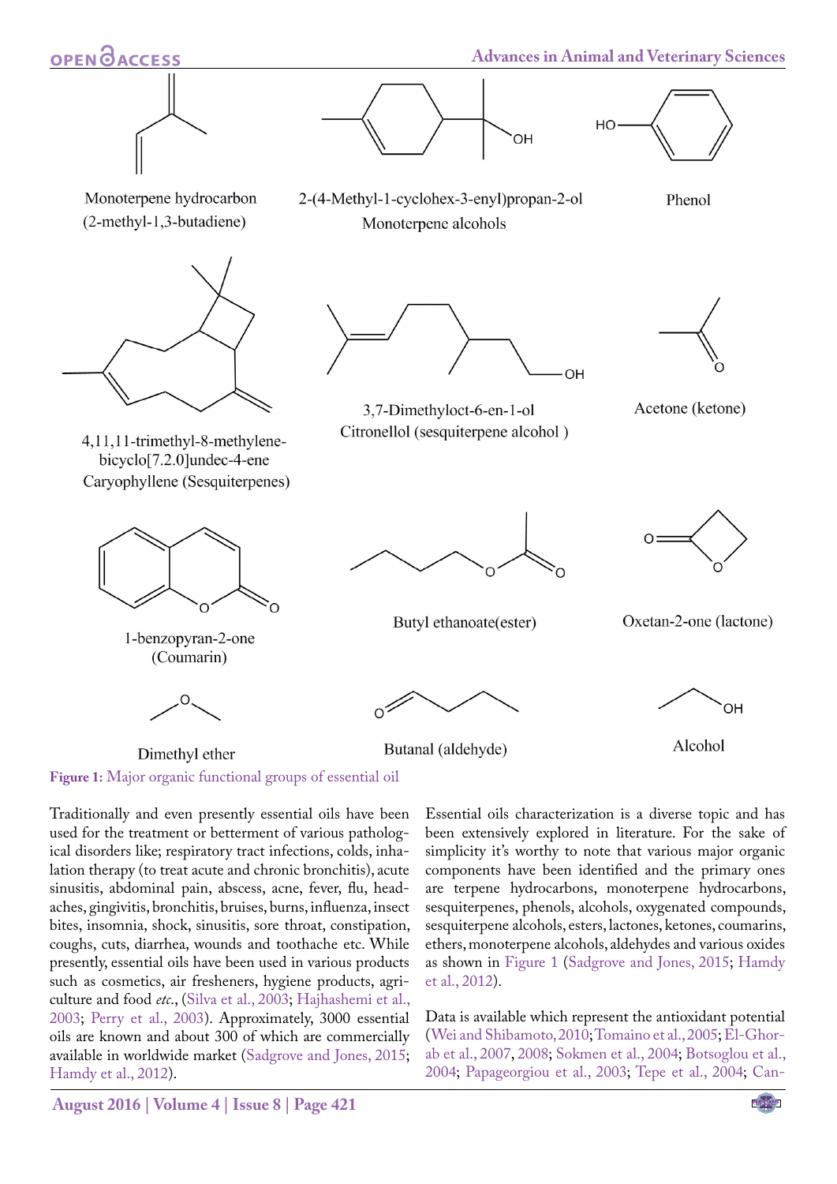Monoterpene hydrocarbon (2-methyl-1,3-butadiene)

2-(4-Methyl-1-cyclohex-3-enyl)propan-2-ol Monoterpene alcohols

Phenol

4,11,11-trimethyl-8-methylene-bicyclo[7.2.0]undec-4-ene Caryophyllene (Sesquiterpenes)

3,7-Dimethyloct-6-en-1-ol Citronellol (sesquiterpene alcohol )

Acetone (ketone)

1-benzopyran-2-one (Coumarin)

Butyl ethanoate(ester)

Oxetan-2-one (lactone)

Dimethyl ether

Butanal (aldehyde)

Alcohol

**Figure 1:** Major organic functional groups of essential oil

Traditionally and even presently essential oils have been used for the treatment or betterment of various pathological disorders like; respiratory tract infections, colds, inhalation therapy (to treat acute and chronic bronchitis), acute sinusitis, abdominal pain, abscess, acne, fever, flu, headaches, gingivitis, bronchitis, bruises, burns, influenza, insect bites, insomnia, shock, sinusitis, sore throat, constipation, coughs, cuts, diarrhea, wounds and toothache etc. While presently, essential oils have been used in various products such as cosmetics, air fresheners, hygiene products, agriculture and food *etc.*, (Silva et al., 2003; Hajhashemi et al., 2003; Perry et al., 2003). Approximately, 3000 essential oils are known and about 300 of which are commercially available in worldwide market (Sadgrove and Jones, 2015; Hamdy et al., 2012).

Essential oils characterization is a diverse topic and has been extensively explored in literature. For the sake of simplicity it's worthy to note that various major organic components have been identified and the primary ones are terpene hydrocarbons, monoterpene hydrocarbons, sesquiterpenes, phenols, alcohols, oxygenated compounds, sesquiterpene alcohols, esters, lactones, ketones, coumarins, ethers, monoterpene alcohols, aldehydes and various oxides as shown in Figure 1 (Sadgrove and Jones, 2015; Hamdy et al., 2012).

Data is available which represent the antioxidant potential (Wei and Shibamoto, 2010; Tomaino et al., 2005; El-Ghorab et al., 2007, 2008; Sokmen et al., 2004; Botsoglou et al., 2004; Papageorgiou et al., 2003; Tepe et al., 2004; Can-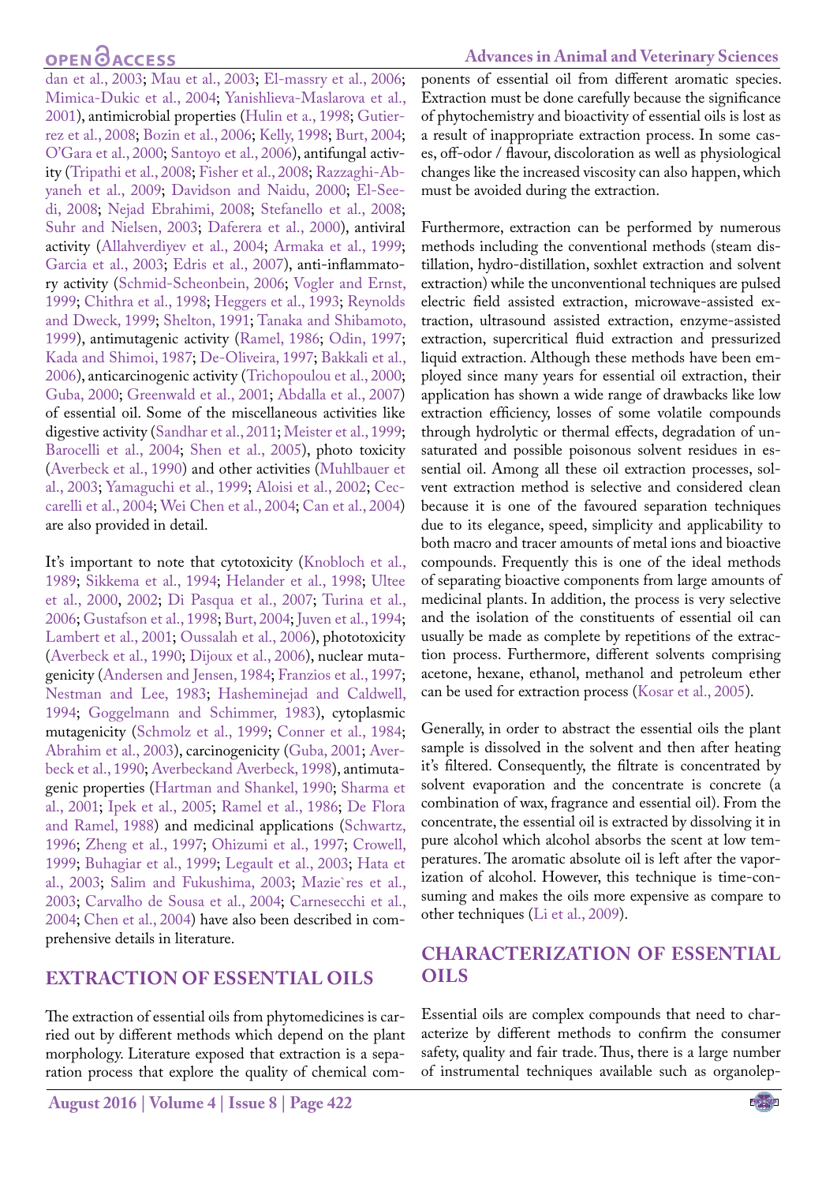dan et al., 2003; Mau et al., 2003; El-massry et al., 2006; Mimica-Dukic et al., 2004; Yanishlieva-Maslarova et al., 2001), antimicrobial properties (Hulin et a., 1998; Gutierrez et al., 2008; Bozin et al., 2006; Kelly, 1998; Burt, 2004; O'Gara et al., 2000; Santoyo et al., 2006), antifungal activity (Tripathi et al., 2008; Fisher et al., 2008; Razzaghi-Abyaneh et al., 2009; Davidson and Naidu, 2000; El-Seedi, 2008; Nejad Ebrahimi, 2008; Stefanello et al., 2008; Suhr and Nielsen, 2003; Daferera et al., 2000), antiviral activity (Allahverdiyev et al., 2004; Armaka et al., 1999; Garcia et al., 2003; Edris et al., 2007), anti-inflammatory activity (Schmid-Scheonbein, 2006; Vogler and Ernst, 1999; Chithra et al., 1998; Heggers et al., 1993; Reynolds and Dweck, 1999; Shelton, 1991; Tanaka and Shibamoto, 1999), antimutagenic activity (Ramel, 1986; Odin, 1997; Kada and Shimoi, 1987; De-Oliveira, 1997; Bakkali et al., 2006), anticarcinogenic activity (Trichopoulou et al., 2000; Guba, 2000; Greenwald et al., 2001; Abdalla et al., 2007) of essential oil. Some of the miscellaneous activities like digestive activity (Sandhar et al., 2011; Meister et al., 1999; Barocelli et al., 2004; Shen et al., 2005), photo toxicity (Averbeck et al., 1990) and other activities (Muhlbauer et al., 2003; Yamaguchi et al., 1999; Aloisi et al., 2002; Ceccarelli et al., 2004; Wei Chen et al., 2004; Can et al., 2004) are also provided in detail.

It's important to note that cytotoxicity (Knobloch et al., 1989; Sikkema et al., 1994; Helander et al., 1998; Ultee et al., 2000, 2002; Di Pasqua et al., 2007; Turina et al., 2006; Gustafson et al., 1998; Burt, 2004; Juven et al., 1994; Lambert et al., 2001; Oussalah et al., 2006), phototoxicity (Averbeck et al., 1990; Dijoux et al., 2006), nuclear mutagenicity (Andersen and Jensen, 1984; Franzios et al., 1997; Nestman and Lee, 1983; Hasheminejad and Caldwell, 1994; Goggelmann and Schimmer, 1983), cytoplasmic mutagenicity (Schmolz et al., 1999; Conner et al., 1984; Abrahim et al., 2003), carcinogenicity (Guba, 2001; Averbeck et al., 1990; Averbeckand Averbeck, 1998), antimutagenic properties (Hartman and Shankel, 1990; Sharma et al., 2001; Ipek et al., 2005; Ramel et al., 1986; De Flora and Ramel, 1988) and medicinal applications (Schwartz, 1996; Zheng et al., 1997; Ohizumi et al., 1997; Crowell, 1999; Buhagiar et al., 1999; Legault et al., 2003; Hata et al., 2003; Salim and Fukushima, 2003; Mazie`res et al., 2003; Carvalho de Sousa et al., 2004; Carnesecchi et al., 2004; Chen et al., 2004) have also been described in comprehensive details in literature.

## EXTRACTION OF ESSENTIAL OILS

The extraction of essential oils from phytomedicines is carried out by different methods which depend on the plant morphology. Literature exposed that extraction is a separation process that explore the quality of chemical components of essential oil from different aromatic species. Extraction must be done carefully because the significance of phytochemistry and bioactivity of essential oils is lost as a result of inappropriate extraction process. In some cases, off-odor / flavour, discoloration as well as physiological changes like the increased viscosity can also happen, which must be avoided during the extraction.

Furthermore, extraction can be performed by numerous methods including the conventional methods (steam distillation, hydro-distillation, soxhlet extraction and solvent extraction) while the unconventional techniques are pulsed electric field assisted extraction, microwave-assisted extraction, ultrasound assisted extraction, enzyme-assisted extraction, supercritical fluid extraction and pressurized liquid extraction. Although these methods have been employed since many years for essential oil extraction, their application has shown a wide range of drawbacks like low extraction efficiency, losses of some volatile compounds through hydrolytic or thermal effects, degradation of unsaturated and possible poisonous solvent residues in essential oil. Among all these oil extraction processes, solvent extraction method is selective and considered clean because it is one of the favoured separation techniques due to its elegance, speed, simplicity and applicability to both macro and tracer amounts of metal ions and bioactive compounds. Frequently this is one of the ideal methods of separating bioactive components from large amounts of medicinal plants. In addition, the process is very selective and the isolation of the constituents of essential oil can usually be made as complete by repetitions of the extraction process. Furthermore, different solvents comprising acetone, hexane, ethanol, methanol and petroleum ether can be used for extraction process (Kosar et al., 2005).

Generally, in order to abstract the essential oils the plant sample is dissolved in the solvent and then after heating it's filtered. Consequently, the filtrate is concentrated by solvent evaporation and the concentrate is concrete (a combination of wax, fragrance and essential oil). From the concentrate, the essential oil is extracted by dissolving it in pure alcohol which alcohol absorbs the scent at low temperatures. The aromatic absolute oil is left after the vaporization of alcohol. However, this technique is time-consuming and makes the oils more expensive as compare to other techniques (Li et al., 2009).

## CHARACTERIZATION OF ESSENTIAL OILS

Essential oils are complex compounds that need to characterize by different methods to confirm the consumer safety, quality and fair trade. Thus, there is a large number of instrumental techniques available such as organolep-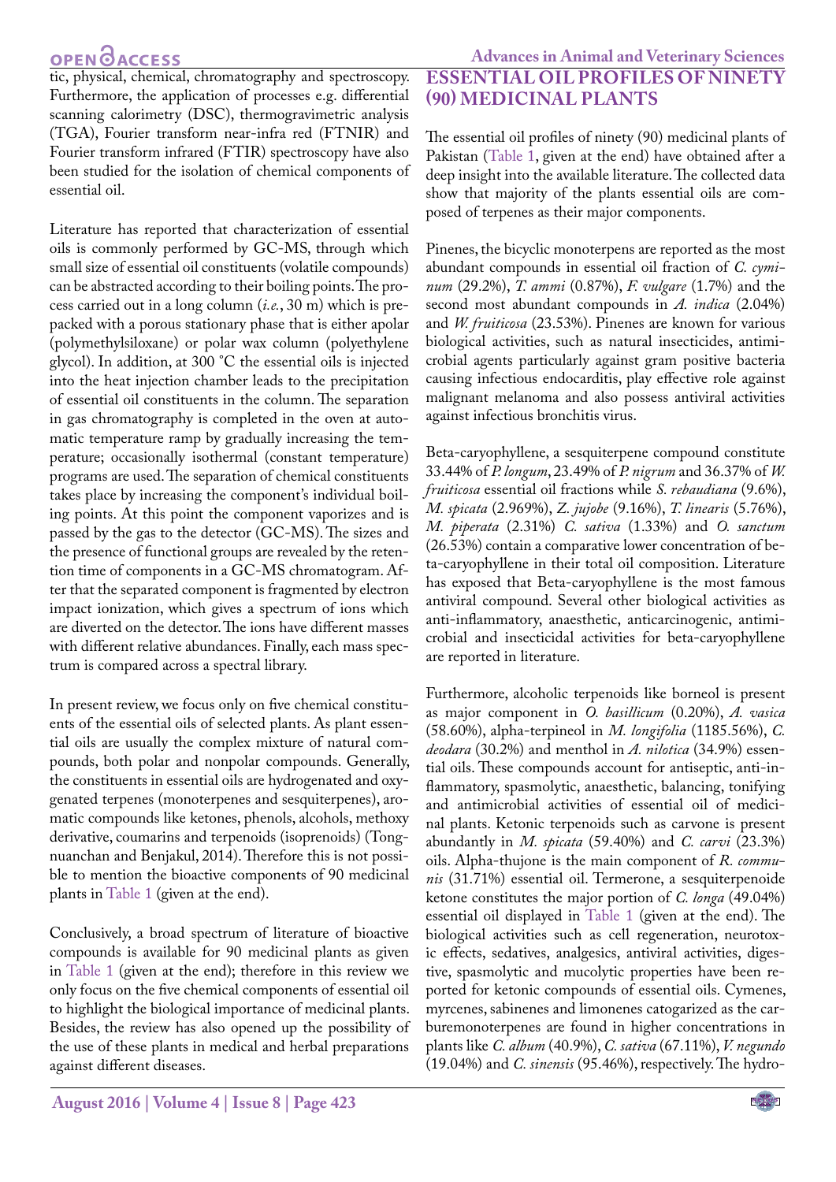tic, physical, chemical, chromatography and spectroscopy. Furthermore, the application of processes e.g. differential scanning calorimetry (DSC), thermogravimetric analysis (TGA), Fourier transform near-infra red (FTNIR) and Fourier transform infrared (FTIR) spectroscopy have also been studied for the isolation of chemical components of essential oil.

Literature has reported that characterization of essential oils is commonly performed by GC-MS, through which small size of essential oil constituents (volatile compounds) can be abstracted according to their boiling points. The process carried out in a long column (*i.e.*, 30 m) which is prepacked with a porous stationary phase that is either apolar (polymethylsiloxane) or polar wax column (polyethylene glycol). In addition, at 300 °C the essential oils is injected into the heat injection chamber leads to the precipitation of essential oil constituents in the column. The separation in gas chromatography is completed in the oven at automatic temperature ramp by gradually increasing the temperature; occasionally isothermal (constant temperature) programs are used. The separation of chemical constituents takes place by increasing the component's individual boiling points. At this point the component vaporizes and is passed by the gas to the detector (GC-MS). The sizes and the presence of functional groups are revealed by the retention time of components in a GC-MS chromatogram. After that the separated component is fragmented by electron impact ionization, which gives a spectrum of ions which are diverted on the detector. The ions have different masses with different relative abundances. Finally, each mass spectrum is compared across a spectral library.

In present review, we focus only on five chemical constituents of the essential oils of selected plants. As plant essential oils are usually the complex mixture of natural compounds, both polar and nonpolar compounds. Generally, the constituents in essential oils are hydrogenated and oxygenated terpenes (monoterpenes and sesquiterpenes), aromatic compounds like ketones, phenols, alcohols, methoxy derivative, coumarins and terpenoids (isoprenoids) (Tongnuanchan and Benjakul, 2014). Therefore this is not possible to mention the bioactive components of 90 medicinal plants in Table 1 (given at the end).

Conclusively, a broad spectrum of literature of bioactive compounds is available for 90 medicinal plants as given in Table 1 (given at the end); therefore in this review we only focus on the five chemical components of essential oil to highlight the biological importance of medicinal plants. Besides, the review has also opened up the possibility of the use of these plants in medical and herbal preparations against different diseases.

## ESSENTIAL OIL PROFILES OF NINETY (90) MEDICINAL PLANTS

The essential oil profiles of ninety (90) medicinal plants of Pakistan (Table 1, given at the end) have obtained after a deep insight into the available literature. The collected data show that majority of the plants essential oils are composed of terpenes as their major components.

Pinenes, the bicyclic monoterpens are reported as the most abundant compounds in essential oil fraction of *C. cyminum* (29.2%), *T. ammi* (0.87%), *F. vulgare* (1.7%) and the second most abundant compounds in *A. indica* (2.04%) and *W. fruiticosa* (23.53%). Pinenes are known for various biological activities, such as natural insecticides, antimicrobial agents particularly against gram positive bacteria causing infectious endocarditis, play effective role against malignant melanoma and also possess antiviral activities against infectious bronchitis virus.

Beta-caryophyllene, a sesquiterpene compound constitute 33.44% of *P. longum*, 23.49% of *P. nigrum* and 36.37% of *W. fruiticosa* essential oil fractions while *S. rebaudiana* (9.6%), *M. spicata* (2.969%), *Z. jujobe* (9.16%), *T. linearis* (5.76%), *M. piperata* (2.31%) *C. sativa* (1.33%) and *O. sanctum* (26.53%) contain a comparative lower concentration of beta-caryophyllene in their total oil composition. Literature has exposed that Beta-caryophyllene is the most famous antiviral compound. Several other biological activities as anti-inflammatory, anaesthetic, anticarcinogenic, antimicrobial and insecticidal activities for beta-caryophyllene are reported in literature.

Furthermore, alcoholic terpenoids like borneol is present as major component in *O. basillicum* (0.20%), *A. vasica* (58.60%), alpha-terpineol in *M. longifolia* (1185.56%), *C. deodara* (30.2%) and menthol in *A. nilotica* (34.9%) essential oils. These compounds account for antiseptic, anti-inflammatory, spasmolytic, anaesthetic, balancing, tonifying and antimicrobial activities of essential oil of medicinal plants. Ketonic terpenoids such as carvone is present abundantly in *M. spicata* (59.40%) and *C. carvi* (23.3%) oils. Alpha-thujone is the main component of *R. communis* (31.71%) essential oil. Termerone, a sesquiterpenoide ketone constitutes the major portion of *C. longa* (49.04%) essential oil displayed in Table 1 (given at the end). The biological activities such as cell regeneration, neurotoxic effects, sedatives, analgesics, antiviral activities, digestive, spasmolytic and mucolytic properties have been reported for ketonic compounds of essential oils. Cymenes, myrcenes, sabinenes and limonenes catogarized as the carburemonoterpenes are found in higher concentrations in plants like *C. album* (40.9%), *C. sativa* (67.11%), *V. negundo* (19.04%) and *C. sinensis* (95.46%), respectively. The hydro-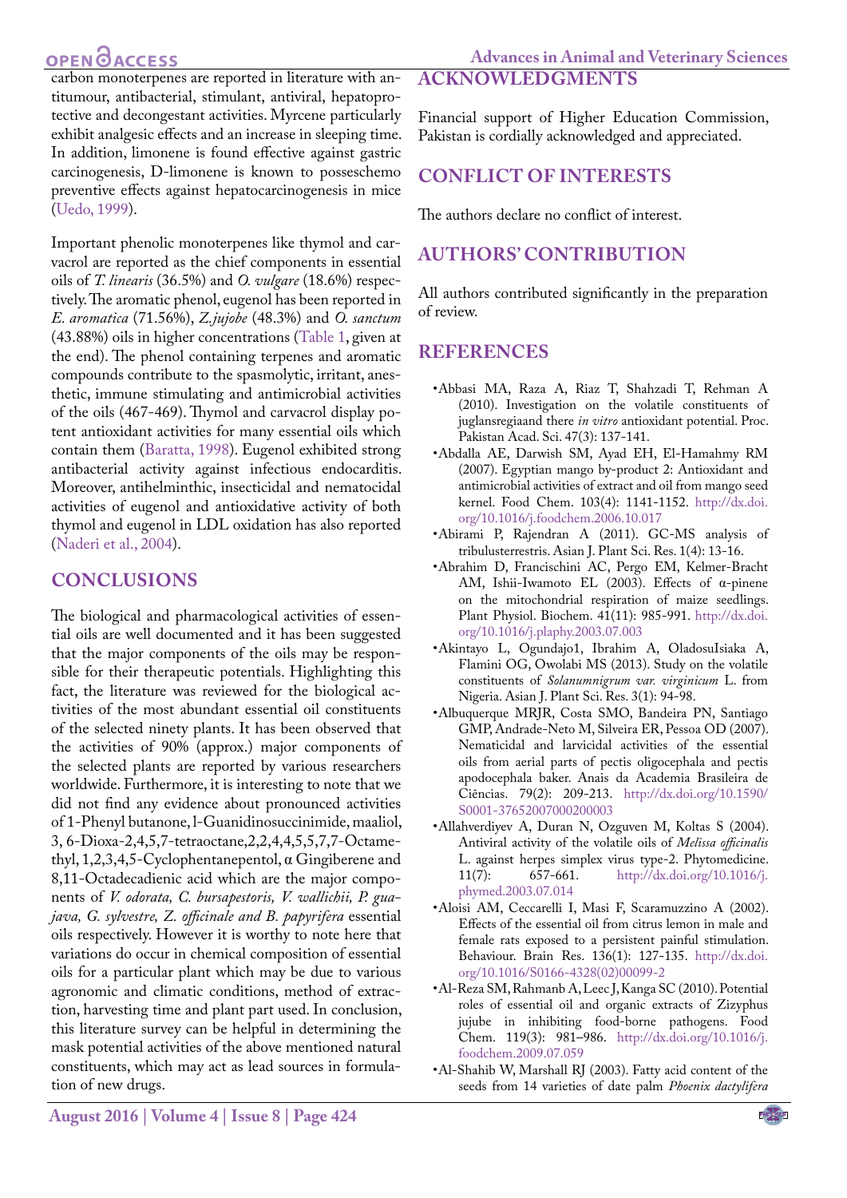carbon monoterpenes are reported in literature with antitumour, antibacterial, stimulant, antiviral, hepatoprotective and decongestant activities. Myrcene particularly exhibit analgesic effects and an increase in sleeping time. In addition, limonene is found effective against gastric carcinogenesis, D-limonene is known to posseschemo preventive effects against hepatocarcinogenesis in mice (Uedo, 1999).

Important phenolic monoterpenes like thymol and carvacrol are reported as the chief components in essential oils of *T. linearis* (36.5%) and *O. vulgare* (18.6%) respectively. The aromatic phenol, eugenol has been reported in *E. aromatica* (71.56%), *Z.jujobe* (48.3%) and *O. sanctum* (43.88%) oils in higher concentrations (Table 1, given at the end). The phenol containing terpenes and aromatic compounds contribute to the spasmolytic, irritant, anesthetic, immune stimulating and antimicrobial activities of the oils (467-469). Thymol and carvacrol display potent antioxidant activities for many essential oils which contain them (Baratta, 1998). Eugenol exhibited strong antibacterial activity against infectious endocarditis. Moreover, antihelminthic, insecticidal and nematocidal activities of eugenol and antioxidative activity of both thymol and eugenol in LDL oxidation has also reported (Naderi et al., 2004).

## CONCLUSIONS

The biological and pharmacological activities of essential oils are well documented and it has been suggested that the major components of the oils may be responsible for their therapeutic potentials. Highlighting this fact, the literature was reviewed for the biological activities of the most abundant essential oil constituents of the selected ninety plants. It has been observed that the activities of 90% (approx.) major components of the selected plants are reported by various researchers worldwide. Furthermore, it is interesting to note that we did not find any evidence about pronounced activities of 1-Phenyl butanone, 1-Guanidinosuccinimide, maaliol, 3, 6-Dioxa-2,4,5,7-tetraoctane, 2,2,4,4,5,5,7,7-Octamethyl, 1,2,3,4,5-Cyclophentanepentol, α Gingiberene and 8,11-Octadecadienic acid which are the major components of *V. odorata, C. bursapestoris, V. wallichii, P. guajava, G. sylvestre, Z. officinale and B. papyrifera* essential oils respectively. However it is worthy to note here that variations do occur in chemical composition of essential oils for a particular plant which may be due to various agronomic and climatic conditions, method of extraction, harvesting time and plant part used. In conclusion, this literature survey can be helpful in determining the mask potential activities of the above mentioned natural constituents, which may act as lead sources in formulation of new drugs.

## ACKNOWLEDGMENTS

Financial support of Higher Education Commission, Pakistan is cordially acknowledged and appreciated.

## CONFLICT OF INTERESTS

The authors declare no conflict of interest.

## AUTHORS' CONTRIBUTION

All authors contributed significantly in the preparation of review.

## REFERENCES

- Abbasi MA, Raza A, Riaz T, Shahzadi T, Rehman A (2010). Investigation on the volatile constituents of juglansregiaand there *in vitro* antioxidant potential. Proc. Pakistan Acad. Sci. 47(3): 137-141.
- Abdalla AE, Darwish SM, Ayad EH, El-Hamahmy RM (2007). Egyptian mango by-product 2: Antioxidant and antimicrobial activities of extract and oil from mango seed kernel. Food Chem. 103(4): 1141-1152. http://dx.doi.org/10.1016/j.foodchem.2006.10.017
- Abirami P, Rajendran A (2011). GC-MS analysis of tribulusterrestris. Asian J. Plant Sci. Res. 1(4): 13-16.
- Abrahim D, Francischini AC, Pergo EM, Kelmer-Bracht AM, Ishii-Iwamoto EL (2003). Effects of α-pinene on the mitochondrial respiration of maize seedlings. Plant Physiol. Biochem. 41(11): 985-991. http://dx.doi.org/10.1016/j.plaphy.2003.07.003
- Akintayo L, Ogundajo1, Ibrahim A, OladosuIsiaka A, Flamini OG, Owolabi MS (2013). Study on the volatile constituents of *Solanumnigrum var. virginicum* L. from Nigeria. Asian J. Plant Sci. Res. 3(1): 94-98.
- Albuquerque MRJR, Costa SMO, Bandeira PN, Santiago GMP, Andrade-Neto M, Silveira ER, Pessoa OD (2007). Nematicidal and larvicidal activities of the essential oils from aerial parts of pectis oligocephala and pectis apodocephala baker. Anais da Academia Brasileira de Ciências. 79(2): 209-213. http://dx.doi.org/10.1590/S0001-37652007000200003
- Allahverdiyev A, Duran N, Ozguven M, Koltas S (2004). Antiviral activity of the volatile oils of *Melissa officinalis* L. against herpes simplex virus type-2. Phytomedicine. 11(7): 657-661. http://dx.doi.org/10.1016/j.phymed.2003.07.014
- Aloisi AM, Ceccarelli I, Masi F, Scaramuzzino A (2002). Effects of the essential oil from citrus lemon in male and female rats exposed to a persistent painful stimulation. Behaviour. Brain Res. 136(1): 127-135. http://dx.doi.org/10.1016/S0166-4328(02)00099-2
- Al-Reza SM, Rahmanb A, Leec J, Kanga SC (2010). Potential roles of essential oil and organic extracts of Zizyphus jujube in inhibiting food-borne pathogens. Food Chem. 119(3): 981–986. http://dx.doi.org/10.1016/j.foodchem.2009.07.059
- Al-Shahib W, Marshall RJ (2003). Fatty acid content of the seeds from 14 varieties of date palm *Phoenix dactylifera*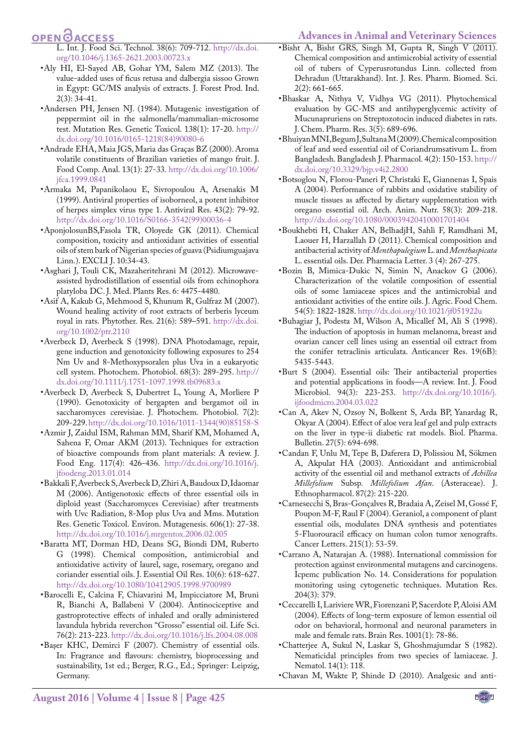L. Int. J. Food Sci. Technol. 38(6): 709-712. http://dx.doi.org/10.1046/j.1365-2621.2003.00723.x

- Aly HI, El-Sayed AB, Gohar YM, Salem MZ (2013). The value-added uses of ficus retusa and dalbergia sissoo Grown in Egypt: GC/MS analysis of extracts. J. Forest Prod. Ind. 2(3): 34-41.
- Andersen PH, Jensen NJ. (1984). Mutagenic investigation of peppermint oil in the salmonella/mammalian-microsome test. Mutation Res. Genetic Toxicol. 138(1): 17-20. http://dx.doi.org/10.1016/0165-1218(84)90080-6
- Andrade EHA, Maia JGS, Maria das Graças BZ (2000). Aroma volatile constituents of Brazilian varieties of mango fruit. J. Food Comp. Anal. 13(1): 27-33. http://dx.doi.org/10.1006/jfca.1999.0841
- Armaka M, Papanikolaou E, Sivropoulou A, Arsenakis M (1999). Antiviral properties of isoborneol, a potent inhibitor of herpes simplex virus type 1. Antiviral Res. 43(2): 79-92. http://dx.doi.org/10.1016/S0166-3542(99)00036-4
- AponjolosunBS,Fasola TR, Oloyede GK (2011). Chemical composition, toxicity and antioxidant activities of essential oils of stem bark of Nigerian species of guava (Psidiumguajava Linn.). EXCLI J. 10:34-43.
- Asghari J, Touli CK, Mazaheritehrani M (2012). Microwave-assisted hydrodistillation of essential oils from echinophora platyloba DC. J. Med. Plants Res. 6: 4475-4480.
- Asif A, Kakub G, Mehmood S, Khunum R, Gulfraz M (2007). Wound healing activity of root extracts of berberis lyceum royal in rats. Phytother. Res. 21(6): 589–591. http://dx.doi.org/10.1002/ptr.2110
- Averbeck D, Averbeck S (1998). DNA Photodamage, repair, gene induction and genotoxicity following exposures to 254 Nm Uv and 8-Methoxypsoralen plus Uva in a eukaryotic cell system. Photochem. Photobiol. 68(3): 289-295. http://dx.doi.org/10.1111/j.1751-1097.1998.tb09683.x
- Averbeck D, Averbeck S, Dubertret L, Young A, Morliere P (1990). Genotoxicity of bergapten and bergamot oil in saccharomyces cerevisiae. J. Photochem. Photobiol. 7(2): 209-229. http://dx.doi.org/10.1016/1011-1344(90)85158-S
- Azmir J, Zaidul ISM, Rahman MM, Sharif KM, Mohamed A, Sahena F, Omar AKM (2013). Techniques for extraction of bioactive compounds from plant materials: A review. J. Food Eng. 117(4): 426-436. http://dx.doi.org/10.1016/j.jfoodeng.2013.01.014
- Bakkali F, Averbeck S, Averbeck D, Zhiri A, Baudoux D, Idaomar M (2006). Antigenotoxic effects of three essential oils in diploid yeast (Saccharomyces Cerevisiae) after treatments with Uvc Radiation, 8-Mop plus Uva and Mms. Mutation Res. Genetic Toxicol. Environ. Mutagenesis. 606(1): 27-38. http://dx.doi.org/10.1016/j.mrgentox.2006.02.005
- Baratta MT, Dorman HD, Deans SG, Biondi DM, Ruberto G (1998). Chemical composition, antimicrobial and antioxidative activity of laurel, sage, rosemary, oregano and coriander essential oils. J. Essential Oil Res. 10(6): 618-627. http://dx.doi.org/10.1080/10412905.1998.9700989
- Barocelli E, Calcina F, Chiavarini M, Impicciatore M, Bruni R, Bianchi A, Ballabeni V (2004). Antinociceptive and gastroprotective effects of inhaled and orally administered lavandula hybrida reverchon "Grosso" essential oil. Life Sci. 76(2): 213-223. http://dx.doi.org/10.1016/j.lfs.2004.08.008
- Başer KHC, Demirci F (2007). Chemistry of essential oils. In: Fragrance and flavours: chemistry, bioprocessing and sustainability, 1st ed.; Berger, R.G., Ed.; Springer: Leipzig, Germany.
- Bisht A, Bisht GRS, Singh M, Gupta R, Singh V (2011). Chemical composition and antimicrobial activity of essential oil of tubers of Cyperusrotundus Linn. collected from Dehradun (Uttarakhand). Int. J. Res. Pharm. Biomed. Sci. 2(2): 661-665.
- Bhaskar A, Nithya V, Vidhya VG (2011). Phytochemical evaluation by GC-MS and antihyperglycemic activity of Mucunapruriens on Streptozotocin induced diabetes in rats. J. Chem. Pharm. Res. 3(5): 689-696.
- Bhuiyan MNI, Begum J, Sultana M (2009). Chemical composition of leaf and seed essential oil of Coriandrumsativum L. from Bangladesh. Bangladesh J. Pharmacol. 4(2): 150-153. http://dx.doi.org/10.3329/bjp.v4i2.2800
- Botsoglou N, Florou-Paneri P, Christaki E, Giannenas I, Spais A (2004). Performance of rabbits and oxidative stability of muscle tissues as affected by dietary supplementation with oregano essential oil. Arch. Anim. Nutr. 58(3): 209-218. http://dx.doi.org/10.1080/00039420410001701404
- Boukhebti H, Chaker AN, BelhadjH, Sahli F, Ramdhani M, Laouer H, Harzallah D (2011). Chemical composition and antibacterial activity of *Menthapulegium* L. and *Menthaspicata* L. essential oils. Der. Pharmacia Letter. 3 (4): 267-275.
- Bozin B, Mimica-Dukic N, Simin N, Anackov G (2006). Characterization of the volatile composition of essential oils of some lamiaceae spices and the antimicrobial and antioxidant activities of the entire oils. J. Agric. Food Chem. 54(5): 1822-1828. http://dx.doi.org/10.1021/jf051922u
- Buhagiar J, Podesta M, Wilson A, Micallef M, Ali S (1998). The induction of apoptosis in human melanoma, breast and ovarian cancer cell lines using an essential oil extract from the conifer tetraclinis articulata. Anticancer Res. 19(6B): 5435-5443.
- Burt S (2004). Essential oils: Their antibacterial properties and potential applications in foods—A review. Int. J. Food Microbiol. 94(3): 223-253. http://dx.doi.org/10.1016/j.ijfoodmicro.2004.03.022
- Can A, Akev N, Ozsoy N, Bolkent S, Arda BP, Yanardag R, Okyar A (2004). Effect of aloe vera leaf gel and pulp extracts on the liver in type-ii diabetic rat models. Biol. Pharma. Bulletin. 27(5): 694-698.
- Candan F, Unlu M, Tepe B, Daferera D, Polissiou M, Sökmen A, Akpulat HA (2003). Antioxidant and antimicrobial activity of the essential oil and methanol extracts of *Achillea Millefolium* Subsp. *Millefolium Afan*. (Asteraceae). J. Ethnopharmacol. 87(2): 215-220.
- Carnesecchi S, Bras-Gonçalves R, Bradaia A, Zeisel M, Gossé F, Poupon M-F, Raul F (2004). Geraniol, a component of plant essential oils, modulates DNA synthesis and potentiates 5-Fluorouracil efficacy on human colon tumor xenografts. Cancer Letters. 215(1): 53-59.
- Carrano A, Natarajan A. (1988). International commission for protection against environmental mutagens and carcinogens. Icpemc publication No. 14. Considerations for population monitoring using cytogenetic techniques. Mutation Res. 204(3): 379.
- Ceccarelli I, Lariviere WR, Fiorenzani P, Sacerdote P, Aloisi AM (2004). Effects of long-term exposure of lemon essential oil odor on behavioral, hormonal and neuronal parameters in male and female rats. Brain Res. 1001(1): 78-86.
- Chatterjee A, Sukul N, Laskar S, Ghoshmajumdar S (1982). Nematicidal principles from two species of lamiaceae. J. Nematol. 14(1): 118.
- Chavan M, Wakte P, Shinde D (2010). Analgesic and anti-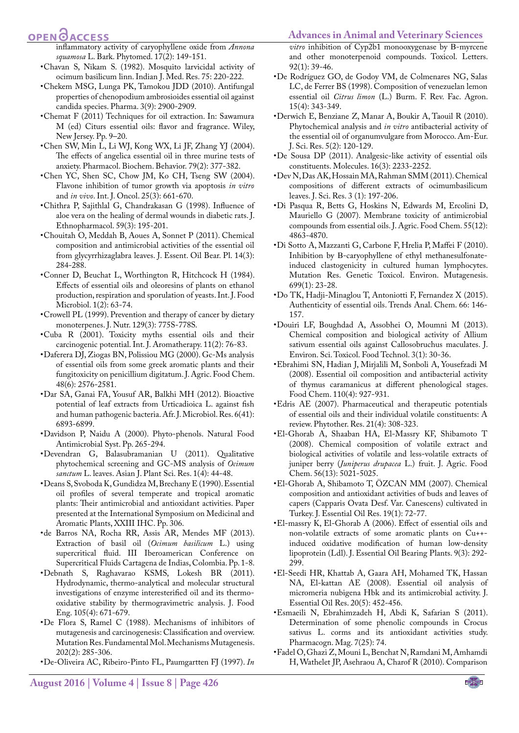inflammatory activity of caryophyllene oxide from *Annona squamosa* L. Bark. Phytomed. 17(2): 149-151.

- Chavan S, Nikam S. (1982). Mosquito larvicidal activity of ocimum basilicum linn. Indian J. Med. Res. 75: 220-222.
- Chekem MSG, Lunga PK, Tamokou JDD (2010). Antifungal properties of chenopodium ambrosioides essential oil against candida species. Pharma. 3(9): 2900-2909.
- Chemat F (2011) Techniques for oil extraction. In: Sawamura M (ed) Citurs essential oils: flavor and fragrance. Wiley, New Jersey. Pp. 9–20.
- Chen SW, Min L, Li WJ, Kong WX, Li JF, Zhang YJ (2004). The effects of angelica essential oil in three murine tests of anxiety. Pharmacol. Biochem. Behavior. 79(2): 377-382.
- Chen YC, Shen SC, Chow JM, Ko CH, Tseng SW (2004). Flavone inhibition of tumor growth via apoptosis *in vitro* and *in vivo*. Int. J. Oncol. 25(3): 661-670.
- Chithra P, Sajithlal G, Chandrakasan G (1998). Influence of aloe vera on the healing of dermal wounds in diabetic rats. J. Ethnopharmacol. 59(3): 195-201.
- Chouitah O, Meddah B, Aoues A, Sonnet P (2011). Chemical composition and antimicrobial activities of the essential oil from glycyrrhizaglabra leaves. J. Essent. Oil Bear. Pl. 14(3): 284-288.
- Conner D, Beuchat L, Worthington R, Hitchcock H (1984). Effects of essential oils and oleoresins of plants on ethanol production, respiration and sporulation of yeasts. Int. J. Food Microbiol. 1(2): 63-74.
- Crowell PL (1999). Prevention and therapy of cancer by dietary monoterpenes. J. Nutr. 129(3): 775S-778S.
- Cuba R (2001). Toxicity myths essential oils and their carcinogenic potential. Int. J. Aromatherapy. 11(2): 76-83.
- Daferera DJ, Ziogas BN, Polissiou MG (2000). Gc-Ms analysis of essential oils from some greek aromatic plants and their fungitoxicity on penicillium digitatum. J. Agric. Food Chem. 48(6): 2576-2581.
- Dar SA, Ganai FA, Yousuf AR, Balkhi MH (2012). Bioactive potential of leaf extracts from Urticadioica L. against fish and human pathogenic bacteria. Afr. J. Microbiol. Res. 6(41): 6893-6899.
- Davidson P, Naidu A (2000). Phyto-phenols. Natural Food Antimicrobial Syst. Pp. 265-294.
- Devendran G, Balasubramanian U (2011). Qualitative phytochemical screening and GC-MS analysis of *Ocimum sanctum* L. leaves. Asian J. Plant Sci. Res. 1(4): 44-48.
- Deans S, Svoboda K, Gundidza M, Brechany E (1990). Essential oil profiles of several temperate and tropical aromatic plants: Their antimicrobial and antioxidant activities. Paper presented at the International Symposium on Medicinal and Aromatic Plants, XXIII IHC. Pp. 306.
- de Barros NA, Rocha RR, Assis AR, Mendes MF (2013). Extraction of basil oil (*Ocimum basilicum* L.) using supercritical fluid. III Iberoamerican Conference on Supercritical Fluids Cartagena de Indias, Colombia. Pp. 1-8.
- Debnath S, Raghavarao KSMS, Lokesh BR (2011). Hydrodynamic, thermo-analytical and molecular structural investigations of enzyme interesterified oil and its thermo-oxidative stability by thermogravimetric analysis. J. Food Eng. 105(4): 671-679.
- De Flora S, Ramel C (1988). Mechanisms of inhibitors of mutagenesis and carcinogenesis: Classification and overview. Mutation Res. Fundamental Mol. Mechanisms Mutagenesis. 202(2): 285-306.
- De-Oliveira AC, Ribeiro-Pinto FL, Paumgartten FJ (1997). *In vitro* inhibition of Cyp2b1 monooxygenase by B-myrcene and other monoterpenoid compounds. Toxicol. Letters. 92(1): 39-46.
- De Rodríguez GO, de Godoy VM, de Colmenares NG, Salas LC, de Ferrer BS (1998). Composition of venezuelan lemon essential oil *Citrus limon* (L.) Burm. F. Rev. Fac. Agron. 15(4): 343-349.
- Derwich E, Benziane Z, Manar A, Boukir A, Taouil R (2010). Phytochemical analysis and *in vitro* antibacterial activity of the essential oil of organumvulgare from Morocco. Am-Eur. J. Sci. Res. 5(2): 120-129.
- De Sousa DP (2011). Analgesic-like activity of essential oils constituents. Molecules. 16(3): 2233-2252.
- Dev N, Das AK, Hossain MA, Rahman SMM (2011). Chemical compositions of different extracts of ocimumbasilicum leaves. J. Sci. Res. 3 (1): 197-206.
- Di Pasqua R, Betts G, Hoskins N, Edwards M, Ercolini D, Mauriello G (2007). Membrane toxicity of antimicrobial compounds from essential oils. J. Agric. Food Chem. 55(12): 4863-4870.
- Di Sotto A, Mazzanti G, Carbone F, Hrelia P, Maffei F (2010). Inhibition by B-caryophyllene of ethyl methanesulfonate-induced clastogenicity in cultured human lymphocytes. Mutation Res. Genetic Toxicol. Environ. Mutagenesis. 699(1): 23-28.
- Do TK, Hadji-Minaglou T, Antoniotti F, Fernandez X (2015). Authenticity of essential oils. Trends Anal. Chem. 66: 146-157.
- Douiri LF, Boughdad A, Assobhei O, Moumni M (2013). Chemical composition and biological activity of Allium sativum essential oils against Callosobruchus maculates. J. Environ. Sci. Toxicol. Food Technol. 3(1): 30-36.
- Ebrahimi SN, Hadian J, Mirjalili M, Sonboli A, Yousefzadi M (2008). Essential oil composition and antibacterial activity of thymus caramanicus at different phenological stages. Food Chem. 110(4): 927-931.
- Edris AE (2007). Pharmaceutical and therapeutic potentials of essential oils and their individual volatile constituents: A review. Phytother. Res. 21(4): 308-323.
- El-Ghorab A, Shaaban HA, El-Massry KF, Shibamoto T (2008). Chemical composition of volatile extract and biological activities of volatile and less-volatile extracts of juniper berry (*Juniperus drupacea* L.) fruit. J. Agric. Food Chem. 56(13): 5021-5025.
- El-Ghorab A, Shibamoto T, ÖZCAN MM (2007). Chemical composition and antioxidant activities of buds and leaves of capers (Capparis Ovata Desf. Var. Canescens) cultivated in Turkey. J. Essential Oil Res. 19(1): 72-77.
- El-massry K, El-Ghorab A (2006). Effect of essential oils and non-volatile extracts of some aromatic plants on Cu++-induced oxidative modification of human low-density lipoprotein (Ldl). J. Essential Oil Bearing Plants. 9(3): 292-299.
- El-Seedi HR, Khattab A, Gaara AH, Mohamed TK, Hassan NA, El-kattan AE (2008). Essential oil analysis of micromeria nubigena Hbk and its antimicrobial activity. J. Essential Oil Res. 20(5): 452-456.
- Esmaeili N, Ebrahimzadeh H, Abdi K, Safarian S (2011). Determination of some phenolic compounds in Crocus sativus L. corms and its antioxidant activities study. Pharmacogn. Mag. 7(25): 74.
- Fadel O, Ghazi Z, Mouni L, Benchat N, Ramdani M, Amhamdi H, Wathelet JP, Asehraou A, Charof R (2010). Comparison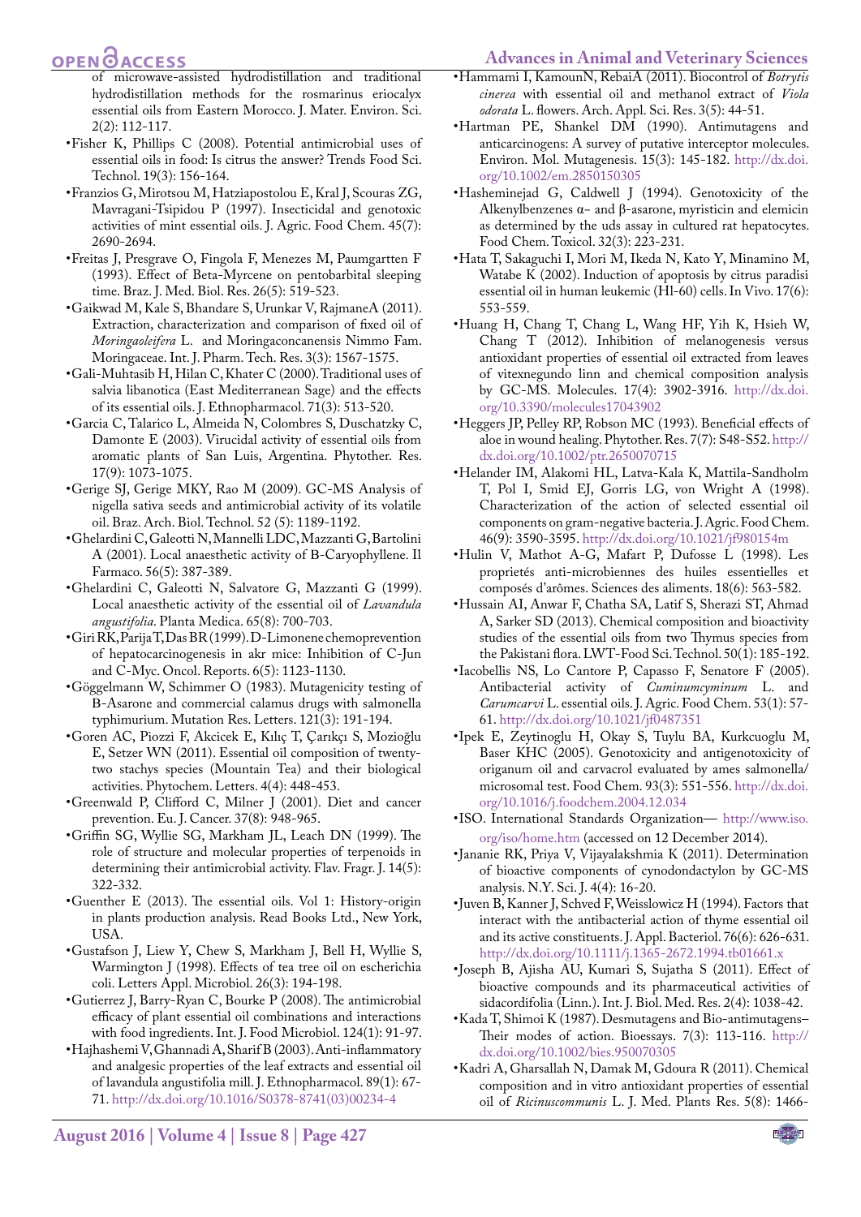of microwave-assisted hydrodistillation and traditional hydrodistillation methods for the rosmarinus eriocalyx essential oils from Eastern Morocco. J. Mater. Environ. Sci. 2(2): 112-117.

- Fisher K, Phillips C (2008). Potential antimicrobial uses of essential oils in food: Is citrus the answer? Trends Food Sci. Technol. 19(3): 156-164.
- Franzios G, Mirotsou M, Hatziapostolou E, Kral J, Scouras ZG, Mavragani-Tsipidou P (1997). Insecticidal and genotoxic activities of mint essential oils. J. Agric. Food Chem. 45(7): 2690-2694.
- Freitas J, Presgrave O, Fingola F, Menezes M, Paumgartten F (1993). Effect of Beta-Myrcene on pentobarbital sleeping time. Braz. J. Med. Biol. Res. 26(5): 519-523.
- Gaikwad M, Kale S, Bhandare S, Urunkar V, RajmaneA (2011). Extraction, characterization and comparison of fixed oil of *Moringaoleifera* L. and Moringaconcanensis Nimmo Fam. Moringaceae. Int. J. Pharm. Tech. Res. 3(3): 1567-1575.
- Gali-Muhtasib H, Hilan C, Khater C (2000). Traditional uses of salvia libanotica (East Mediterranean Sage) and the effects of its essential oils. J. Ethnopharmacol. 71(3): 513-520.
- Garcia C, Talarico L, Almeida N, Colombres S, Duschatzky C, Damonte E (2003). Virucidal activity of essential oils from aromatic plants of San Luis, Argentina. Phytother. Res. 17(9): 1073-1075.
- Gerige SJ, Gerige MKY, Rao M (2009). GC-MS Analysis of nigella sativa seeds and antimicrobial activity of its volatile oil. Braz. Arch. Biol. Technol. 52 (5): 1189-1192.
- Ghelardini C, Galeotti N, Mannelli LDC, Mazzanti G, Bartolini A (2001). Local anaesthetic activity of B-Caryophyllene. Il Farmaco. 56(5): 387-389.
- Ghelardini C, Galeotti N, Salvatore G, Mazzanti G (1999). Local anaesthetic activity of the essential oil of *Lavandula angustifolia*. Planta Medica. 65(8): 700-703.
- Giri RK, Parija T, Das BR (1999). D-Limonene chemoprevention of hepatocarcinogenesis in akr mice: Inhibition of C-Jun and C-Myc. Oncol. Reports. 6(5): 1123-1130.
- Göggelmann W, Schimmer O (1983). Mutagenicity testing of B-Asarone and commercial calamus drugs with salmonella typhimurium. Mutation Res. Letters. 121(3): 191-194.
- Goren AC, Piozzi F, Akcicek E, Kılıç T, Çarıkçı S, Mozioğlu E, Setzer WN (2011). Essential oil composition of twenty-two stachys species (Mountain Tea) and their biological activities. Phytochem. Letters. 4(4): 448-453.
- Greenwald P, Clifford C, Milner J (2001). Diet and cancer prevention. Eu. J. Cancer. 37(8): 948-965.
- Griffin SG, Wyllie SG, Markham JL, Leach DN (1999). The role of structure and molecular properties of terpenoids in determining their antimicrobial activity. Flav. Fragr. J. 14(5): 322-332.
- Guenther E (2013). The essential oils. Vol 1: History-origin in plants production analysis. Read Books Ltd., New York, USA.
- Gustafson J, Liew Y, Chew S, Markham J, Bell H, Wyllie S, Warmington J (1998). Effects of tea tree oil on escherichia coli. Letters Appl. Microbiol. 26(3): 194-198.
- Gutierrez J, Barry-Ryan C, Bourke P (2008). The antimicrobial efficacy of plant essential oil combinations and interactions with food ingredients. Int. J. Food Microbiol. 124(1): 91-97.
- Hajhashemi V, Ghannadi A, Sharif B (2003). Anti-inflammatory and analgesic properties of the leaf extracts and essential oil of lavandula angustifolia mill. J. Ethnopharmacol. 89(1): 67-71. http://dx.doi.org/10.1016/S0378-8741(03)00234-4
- Hammami I, KamounN, RebaiA (2011). Biocontrol of *Botrytis cinerea* with essential oil and methanol extract of *Viola odorata* L. flowers. Arch. Appl. Sci. Res. 3(5): 44-51.
- Hartman PE, Shankel DM (1990). Antimutagens and anticarcinogens: A survey of putative interceptor molecules. Environ. Mol. Mutagenesis. 15(3): 145-182. http://dx.doi.org/10.1002/em.2850150305
- Hasheminejad G, Caldwell J (1994). Genotoxicity of the Alkenylbenzenes α- and β-asarone, myristicin and elemicin as determined by the uds assay in cultured rat hepatocytes. Food Chem. Toxicol. 32(3): 223-231.
- Hata T, Sakaguchi I, Mori M, Ikeda N, Kato Y, Minamino M, Watabe K (2002). Induction of apoptosis by citrus paradisi essential oil in human leukemic (Hl-60) cells. In Vivo. 17(6): 553-559.
- Huang H, Chang T, Chang L, Wang HF, Yih K, Hsieh W, Chang T (2012). Inhibition of melanogenesis versus antioxidant properties of essential oil extracted from leaves of vitexnegundo linn and chemical composition analysis by GC-MS. Molecules. 17(4): 3902-3916. http://dx.doi.org/10.3390/molecules17043902
- Heggers JP, Pelley RP, Robson MC (1993). Beneficial effects of aloe in wound healing. Phytother. Res. 7(7): S48-S52. http://dx.doi.org/10.1002/ptr.2650070715
- Helander IM, Alakomi HL, Latva-Kala K, Mattila-Sandholm T, Pol I, Smid EJ, Gorris LG, von Wright A (1998). Characterization of the action of selected essential oil components on gram-negative bacteria. J. Agric. Food Chem. 46(9): 3590-3595. http://dx.doi.org/10.1021/jf980154m
- Hulin V, Mathot A-G, Mafart P, Dufosse L (1998). Les proprietés anti-microbiennes des huiles essentielles et composés d'arômes. Sciences des aliments. 18(6): 563-582.
- Hussain AI, Anwar F, Chatha SA, Latif S, Sherazi ST, Ahmad A, Sarker SD (2013). Chemical composition and bioactivity studies of the essential oils from two Thymus species from the Pakistani flora. LWT-Food Sci. Technol. 50(1): 185-192.
- Iacobellis NS, Lo Cantore P, Capasso F, Senatore F (2005). Antibacterial activity of *Cuminumcyminum* L. and *Carumcarvi* L. essential oils. J. Agric. Food Chem. 53(1): 57-61. http://dx.doi.org/10.1021/jf0487351
- Ipek E, Zeytinoglu H, Okay S, Tuylu BA, Kurkcuoglu M, Baser KHC (2005). Genotoxicity and antigenotoxicity of origanum oil and carvacrol evaluated by ames salmonella/microsomal test. Food Chem. 93(3): 551-556. http://dx.doi.org/10.1016/j.foodchem.2004.12.034
- ISO. International Standards Organization— http://www.iso.org/iso/home.htm (accessed on 12 December 2014).
- Jananie RK, Priya V, Vijayalakshmia K (2011). Determination of bioactive components of cynodondactylon by GC-MS analysis. N.Y. Sci. J. 4(4): 16-20.
- Juven B, Kanner J, Schved F, Weisslowicz H (1994). Factors that interact with the antibacterial action of thyme essential oil and its active constituents. J. Appl. Bacteriol. 76(6): 626-631. http://dx.doi.org/10.1111/j.1365-2672.1994.tb01661.x
- Joseph B, Ajisha AU, Kumari S, Sujatha S (2011). Effect of bioactive compounds and its pharmaceutical activities of sidacordifolia (Linn.). Int. J. Biol. Med. Res. 2(4): 1038-42.
- Kada T, Shimoi K (1987). Desmutagens and Bio-antimutagens– Their modes of action. Bioessays. 7(3): 113-116. http://dx.doi.org/10.1002/bies.950070305
- Kadri A, Gharsallah N, Damak M, Gdoura R (2011). Chemical composition and in vitro antioxidant properties of essential oil of *Ricinuscommunis* L. J. Med. Plants Res. 5(8): 1466-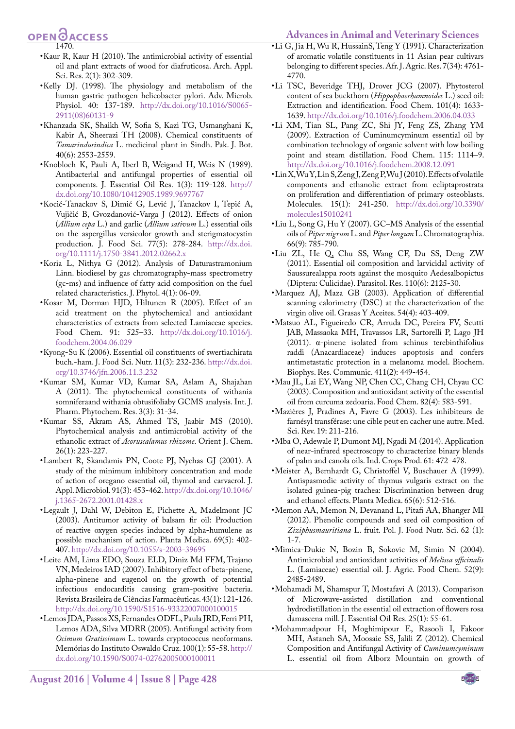1470.

- Kaur R, Kaur H (2010). The antimicrobial activity of essential oil and plant extracts of wood for diafruticosa. Arch. Appl. Sci. Res. 2(1): 302-309.
- Kelly DJ. (1998). The physiology and metabolism of the human gastric pathogen helicobacter pylori. Adv. Microb. Physiol. 40: 137-189. http://dx.doi.org/10.1016/S0065-2911(08)60131-9
- Khanzada SK, Shaikh W, Sofia S, Kazi TG, Usmanghani K, Kabir A, Sheerazi TH (2008). Chemical constituents of *Tamarindusindica* L. medicinal plant in Sindh. Pak. J. Bot. 40(6): 2553-2559.
- Knobloch K, Pauli A, Iberl B, Weigand H, Weis N (1989). Antibacterial and antifungal properties of essential oil components. J. Essential Oil Res. 1(3): 119-128. http://dx.doi.org/10.1080/10412905.1989.9697767
- Kocić-Tanackov S, Dimić G, Lević J, Tanackov I, Tepić A, Vujičić B, Gvozdanović-Varga J (2012). Effects of onion (*Allium cepa* L.) and garlic (*Allium sativum* L.) essential oils on the aspergillus versicolor growth and sterigmatocystin production. J. Food Sci. 77(5): 278-284. http://dx.doi.org/10.1111/j.1750-3841.2012.02662.x
- Koria L, Nithya G (2012). Analysis of Daturastramonium Linn. biodiesel by gas chromatography-mass spectrometry (gc-ms) and influence of fatty acid composition on the fuel related characteristics. J. Phytol. 4(1): 06-09.
- Kosar M, Dorman HJD, Hiltunen R (2005). Effect of an acid treatment on the phytochemical and antioxidant characteristics of extracts from selected Lamiaceae species. Food Chem. 91: 525–33. http://dx.doi.org/10.1016/j.foodchem.2004.06.029
- Kyong-Su K (2006). Essential oil constituents of swertiachirata buch.-ham. J. Food Sci. Nutr. 11(3): 232-236. http://dx.doi.org/10.3746/jfn.2006.11.3.232
- Kumar SM, Kumar VD, Kumar SA, Aslam A, Shajahan A (2011). The phytochemical constituents of withania somniferaand withania obtusifoliaby GCMS analysis. Int. J. Pharm. Phytochem. Res. 3(3): 31-34.
- Kumar SS, Akram AS, Ahmed TS, Jaabir MS (2010). Phytochemical analysis and antimicrobial activity of the ethanolic extract of *Acoruscalamus rhizome*. Orient J. Chem. 26(1): 223-227.
- Lambert R, Skandamis PN, Coote PJ, Nychas GJ (2001). A study of the minimum inhibitory concentration and mode of action of oregano essential oil, thymol and carvacrol. J. Appl. Microbiol. 91(3): 453-462. http://dx.doi.org/10.1046/j.1365-2672.2001.01428.x
- Legault J, Dahl W, Debiton E, Pichette A, Madelmont JC (2003). Antitumor activity of balsam fir oil: Production of reactive oxygen species induced by alpha-humulene as possible mechanism of action. Planta Medica. 69(5): 402-407. http://dx.doi.org/10.1055/s-2003-39695
- Leite AM, Lima EDO, Souza ELD, Diniz Md FFM, Trajano VN, Medeiros IAD (2007). Inhibitory effect of beta-pinene, alpha-pinene and eugenol on the growth of potential infectious endocarditis causing gram-positive bacteria. Revista Brasileira de Ciências Farmacêuticas. 43(1): 121-126. http://dx.doi.org/10.1590/S1516-93322007000100015
- Lemos JDA, Passos XS, Fernandes ODFL, Paula JRD, Ferri PH, Lemos ADA, Silva MDRR (2005). Antifungal activity from *Ocimum Gratissimum* L. towards cryptococcus neoformans. Memórias do Instituto Oswaldo Cruz. 100(1): 55-58. http://dx.doi.org/10.1590/S0074-02762005000100011
- Li G, Jia H, Wu R, HussainS, Teng Y (1991). Characterization of aromatic volatile constituents in 11 Asian pear cultivars belonging to different species. Afr. J. Agric. Res. 7(34): 4761-4770.
- Li TSC, Beveridge THJ, Drover JCG (2007). Phytosterol content of sea buckthorn (*Hippophaerhamnoides* L.) seed oil: Extraction and identification. Food Chem. 101(4): 1633-1639. http://dx.doi.org/10.1016/j.foodchem.2006.04.033
- Li XM, Tian SL, Pang ZC, Shi JY, Feng ZS, Zhang YM (2009). Extraction of Cuminumcyminum essential oil by combination technology of organic solvent with low boiling point and steam distillation. Food Chem. 115: 1114–9. http://dx.doi.org/10.1016/j.foodchem.2008.12.091
- Lin X, Wu Y, Lin S, Zeng J, Zeng P, Wu J (2010). Effects of volatile components and ethanolic extract from ecliptaprostrata on proliferation and differentiation of primary osteoblasts. Molecules. 15(1): 241-250. http://dx.doi.org/10.3390/molecules15010241
- Liu L, Song G, Hu Y (2007). GC–MS Analysis of the essential oils of *Piper nigrum* L. and *Piper longum* L. Chromatographia. 66(9): 785-790.
- Liu ZL, He Q, Chu SS, Wang CF, Du SS, Deng ZW (2011). Essential oil composition and larvicidal activity of Saussurealappa roots against the mosquito Aedesalbopictus (Diptera: Culicidae). Parasitol. Res. 110(6): 2125-30.
- Marquez AJ, Maza GB (2003). Application of differential scanning calorimetry (DSC) at the characterization of the virgin olive oil. Grasas Y Aceites. 54(4): 403-409.
- Matsuo AL, Figueiredo CR, Arruda DC, Pereira FV, Scutti JAB, Massaoka MH, Travassos LR, Sartorelli P, Lago JH (2011). α-pinene isolated from schinus terebinthifolius raddi (Anacardiaceae) induces apoptosis and confers antimetastatic protection in a melanoma model. Biochem. Biophys. Res. Communic. 411(2): 449-454.
- Mau JL, Lai EY, Wang NP, Chen CC, Chang CH, Chyau CC (2003). Composition and antioxidant activity of the essential oil from curcuma zedoaria. Food Chem. 82(4): 583-591.
- Mazières J, Pradines A, Favre G (2003). Les inhibiteurs de farnésyl transférase: une cible peut en cacher une autre. Med. Sci. Rev. 19: 211-216.
- Mba O, Adewale P, Dumont MJ, Ngadi M (2014). Application of near-infrared spectroscopy to characterize binary blends of palm and canola oils. Ind. Crops Prod. 61: 472–478.
- Meister A, Bernhardt G, Christoffel V, Buschauer A (1999). Antispasmodic activity of thymus vulgaris extract on the isolated guinea-pig trachea: Discrimination between drug and ethanol effects. Planta Medica. 65(6): 512-516.
- Memon AA, Memon N, Devanand L, Pitafi AA, Bhanger MI (2012). Phenolic compounds and seed oil composition of *Ziziphusmauritiana* L. fruit. Pol. J. Food Nutr. Sci. 62 (1): 1-7.
- Mimica-Dukic N, Bozin B, Sokovic M, Simin N (2004). Antimicrobial and antioxidant activities of *Melissa officinalis* L. (Lamiaceae) essential oil. J. Agric. Food Chem. 52(9): 2485-2489.
- Mohamadi M, Shamspur T, Mostafavi A (2013). Comparison of Microwave-assisted distillation and conventional hydrodistillation in the essential oil extraction of flowers rosa damascena mill. J. Essential Oil Res. 25(1): 55-61.
- Mohammadpour H, Moghimipour E, Rasooli I, Fakoor MH, Astaneh SA, Moosaie SS, Jalili Z (2012). Chemical Composition and Antifungal Activity of *Cuminumcyminum* L. essential oil from Alborz Mountain on growth of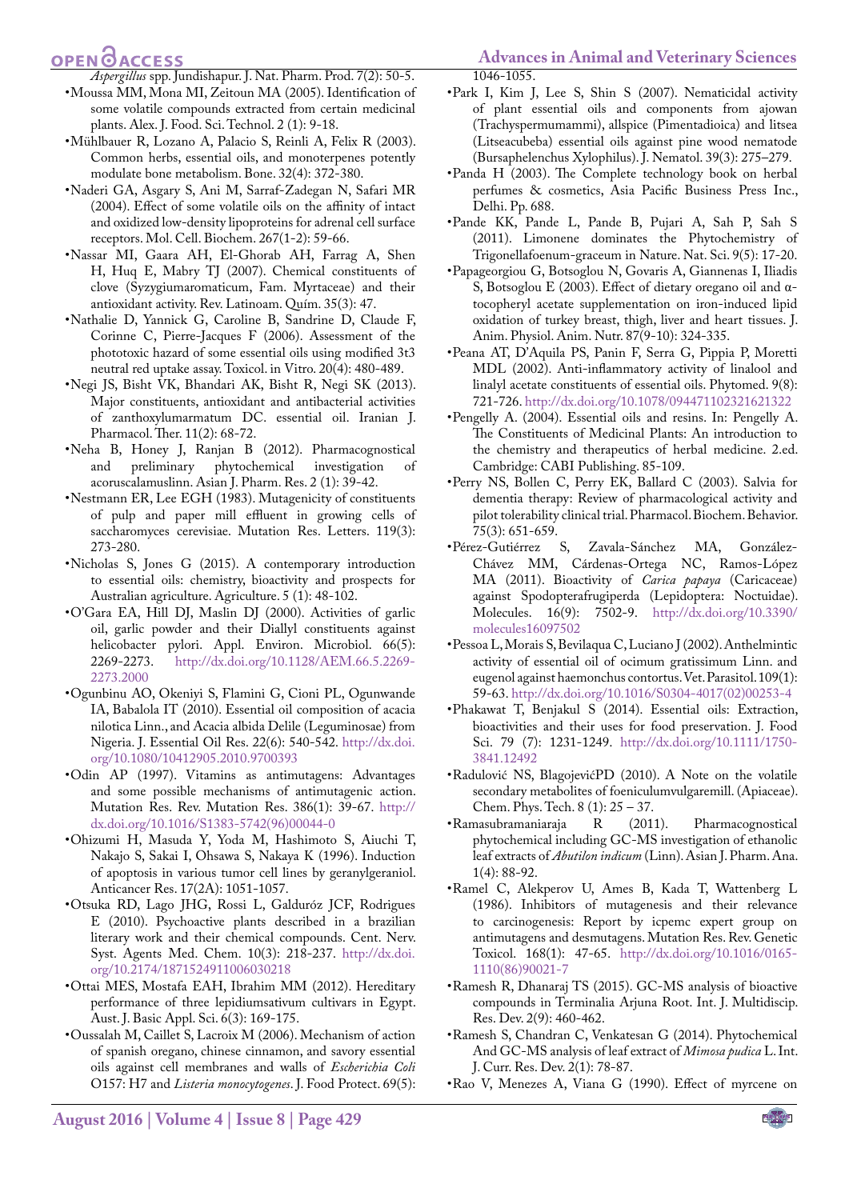*Aspergillus* spp. Jundishapur. J. Nat. Pharm. Prod. 7(2): 50-5.

- Moussa MM, Mona MI, Zeitoun MA (2005). Identification of some volatile compounds extracted from certain medicinal plants. Alex. J. Food. Sci. Technol. 2 (1): 9-18.
- Mühlbauer R, Lozano A, Palacio S, Reinli A, Felix R (2003). Common herbs, essential oils, and monoterpenes potently modulate bone metabolism. Bone. 32(4): 372-380.
- Naderi GA, Asgary S, Ani M, Sarraf-Zadegan N, Safari MR (2004). Effect of some volatile oils on the affinity of intact and oxidized low-density lipoproteins for adrenal cell surface receptors. Mol. Cell. Biochem. 267(1-2): 59-66.
- Nassar MI, Gaara AH, El-Ghorab AH, Farrag A, Shen H, Huq E, Mabry TJ (2007). Chemical constituents of clove (Syzygiumaromaticum, Fam. Myrtaceae) and their antioxidant activity. Rev. Latinoam. Quím. 35(3): 47.
- Nathalie D, Yannick G, Caroline B, Sandrine D, Claude F, Corinne C, Pierre-Jacques F (2006). Assessment of the phototoxic hazard of some essential oils using modified 3t3 neutral red uptake assay. Toxicol. in Vitro. 20(4): 480-489.
- Negi JS, Bisht VK, Bhandari AK, Bisht R, Negi SK (2013). Major constituents, antioxidant and antibacterial activities of zanthoxylumarmatum DC. essential oil. Iranian J. Pharmacol. Ther. 11(2): 68-72.
- Neha B, Honey J, Ranjan B (2012). Pharmacognostical and preliminary phytochemical investigation of acoruscalamuslinn. Asian J. Pharm. Res. 2 (1): 39-42.
- Nestmann ER, Lee EGH (1983). Mutagenicity of constituents of pulp and paper mill effluent in growing cells of saccharomyces cerevisiae. Mutation Res. Letters. 119(3): 273-280.
- Nicholas S, Jones G (2015). A contemporary introduction to essential oils: chemistry, bioactivity and prospects for Australian agriculture. Agriculture. 5 (1): 48-102.
- O'Gara EA, Hill DJ, Maslin DJ (2000). Activities of garlic oil, garlic powder and their Diallyl constituents against helicobacter pylori. Appl. Environ. Microbiol. 66(5): 2269-2273. http://dx.doi.org/10.1128/AEM.66.5.2269-2273.2000
- Ogunbinu AO, Okeniyi S, Flamini G, Cioni PL, Ogunwande IA, Babalola IT (2010). Essential oil composition of acacia nilotica Linn., and Acacia albida Delile (Leguminosae) from Nigeria. J. Essential Oil Res. 22(6): 540-542. http://dx.doi.org/10.1080/10412905.2010.9700393
- Odin AP (1997). Vitamins as antimutagens: Advantages and some possible mechanisms of antimutagenic action. Mutation Res. Rev. Mutation Res. 386(1): 39-67. http://dx.doi.org/10.1016/S1383-5742(96)00044-0
- Ohizumi H, Masuda Y, Yoda M, Hashimoto S, Aiuchi T, Nakajo S, Sakai I, Ohsawa S, Nakaya K (1996). Induction of apoptosis in various tumor cell lines by geranylgeraniol. Anticancer Res. 17(2A): 1051-1057.
- Otsuka RD, Lago JHG, Rossi L, Galduróz JCF, Rodrigues E (2010). Psychoactive plants described in a brazilian literary work and their chemical compounds. Cent. Nerv. Syst. Agents Med. Chem. 10(3): 218-237. http://dx.doi.org/10.2174/1871524911006030218
- Ottai MES, Mostafa EAH, Ibrahim MM (2012). Hereditary performance of three lepidiumsativum cultivars in Egypt. Aust. J. Basic Appl. Sci. 6(3): 169-175.
- Oussalah M, Caillet S, Lacroix M (2006). Mechanism of action of spanish oregano, chinese cinnamon, and savory essential oils against cell membranes and walls of *Escherichia Coli* O157: H7 and *Listeria monocytogenes*. J. Food Protect. 69(5): 1046-1055.
- Park I, Kim J, Lee S, Shin S (2007). Nematicidal activity of plant essential oils and components from ajowan (Trachyspermumammi), allspice (Pimentadioica) and litsea (Litseacubeba) essential oils against pine wood nematode (Bursaphelenchus Xylophilus). J. Nematol. 39(3): 275–279.
- Panda H (2003). The Complete technology book on herbal perfumes & cosmetics, Asia Pacific Business Press Inc., Delhi. Pp. 688.
- Pande KK, Pande L, Pande B, Pujari A, Sah P, Sah S (2011). Limonene dominates the Phytochemistry of Trigonellafoenum-graceum in Nature. Nat. Sci. 9(5): 17-20.
- Papageorgiou G, Botsoglou N, Govaris A, Giannenas I, Iliadis S, Botsoglou E (2003). Effect of dietary oregano oil and α-tocopheryl acetate supplementation on iron-induced lipid oxidation of turkey breast, thigh, liver and heart tissues. J. Anim. Physiol. Anim. Nutr. 87(9-10): 324-335.
- Peana AT, D'Aquila PS, Panin F, Serra G, Pippia P, Moretti MDL (2002). Anti-inflammatory activity of linalool and linalyl acetate constituents of essential oils. Phytomed. 9(8): 721-726. http://dx.doi.org/10.1078/094471102321621322
- Pengelly A. (2004). Essential oils and resins. In: Pengelly A. The Constituents of Medicinal Plants: An introduction to the chemistry and therapeutics of herbal medicine. 2.ed. Cambridge: CABI Publishing. 85-109.
- Perry NS, Bollen C, Perry EK, Ballard C (2003). Salvia for dementia therapy: Review of pharmacological activity and pilot tolerability clinical trial. Pharmacol. Biochem. Behavior. 75(3): 651-659.
- Pérez-Gutiérrez S, Zavala-Sánchez MA, González-Chávez MM, Cárdenas-Ortega NC, Ramos-López MA (2011). Bioactivity of *Carica papaya* (Caricaceae) against Spodopterafrugiperda (Lepidoptera: Noctuidae). Molecules. 16(9): 7502-9. http://dx.doi.org/10.3390/molecules16097502
- Pessoa L, Morais S, Bevilaqua C, Luciano J (2002). Anthelmintic activity of essential oil of ocimum gratissimum Linn. and eugenol against haemonchus contortus. Vet. Parasitol. 109(1): 59-63. http://dx.doi.org/10.1016/S0304-4017(02)00253-4
- Phakawat T, Benjakul S (2014). Essential oils: Extraction, bioactivities and their uses for food preservation. J. Food Sci. 79 (7): 1231-1249. http://dx.doi.org/10.1111/1750-3841.12492
- Radulović NS, BlagojevićPD (2010). A Note on the volatile secondary metabolites of foeniculumvulgaremill. (Apiaceae). Chem. Phys. Tech. 8 (1): 25 – 37.
- Ramasubramaniaraja R (2011). Pharmacognostical phytochemical including GC-MS investigation of ethanolic leaf extracts of *Abutilon indicum* (Linn). Asian J. Pharm. Ana. 1(4): 88-92.
- Ramel C, Alekperov U, Ames B, Kada T, Wattenberg L (1986). Inhibitors of mutagenesis and their relevance to carcinogenesis: Report by icpemc expert group on antimutagens and desmutagens. Mutation Res. Rev. Genetic Toxicol. 168(1): 47-65. http://dx.doi.org/10.1016/0165-1110(86)90021-7
- Ramesh R, Dhanaraj TS (2015). GC-MS analysis of bioactive compounds in Terminalia Arjuna Root. Int. J. Multidiscip. Res. Dev. 2(9): 460-462.
- Ramesh S, Chandran C, Venkatesan G (2014). Phytochemical And GC-MS analysis of leaf extract of *Mimosa pudica* L. Int. J. Curr. Res. Dev. 2(1): 78-87.
- Rao V, Menezes A, Viana G (1990). Effect of myrcene on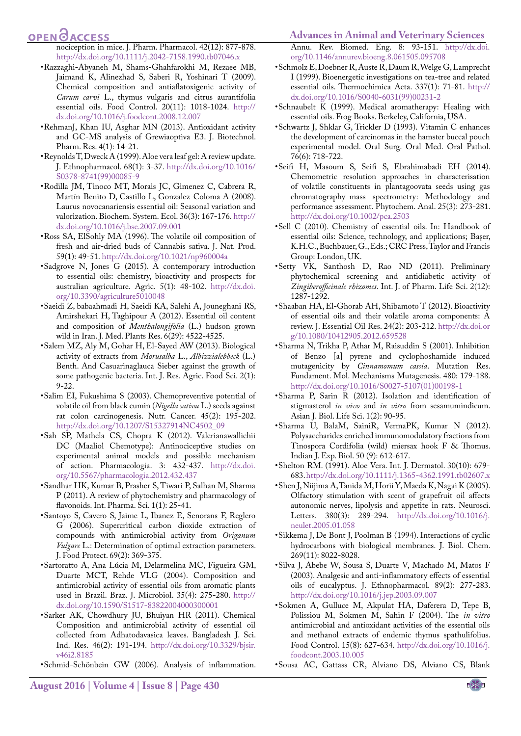nociception in mice. J. Pharm. Pharmacol. 42(12): 877-878. http://dx.doi.org/10.1111/j.2042-7158.1990.tb07046.x

- Razzaghi-Abyaneh M, Shams-Ghahfarokhi M, Rezaee MB, Jaimand K, Alinezhad S, Saberi R, Yoshinari T (2009). Chemical composition and antiaflatoxigenic activity of *Carum carvi* L., thymus vulgaris and citrus aurantifolia essential oils. Food Control. 20(11): 1018-1024. http://dx.doi.org/10.1016/j.foodcont.2008.12.007
- RehmanJ, Khan IU, Asghar MN (2013). Antioxidant activity and GC-MS analysis of Grewiaoptiva E3. J. Biotechnol. Pharm. Res. 4(1): 14-21.
- Reynolds T, Dweck A (1999). Aloe vera leaf gel: A review update. J. Ethnopharmacol. 68(1): 3-37. http://dx.doi.org/10.1016/S0378-8741(99)00085-9
- Rodilla JM, Tinoco MT, Morais JC, Gimenez C, Cabrera R, Martín-Benito D, Castillo L, Gonzalez-Coloma A (2008). Laurus novocanariensis essential oil: Seasonal variation and valorization. Biochem. System. Ecol. 36(3): 167-176. http://dx.doi.org/10.1016/j.bse.2007.09.001
- Ross SA, ElSohly MA (1996). The volatile oil composition of fresh and air-dried buds of Cannabis sativa. J. Nat. Prod. 59(1): 49-51. http://dx.doi.org/10.1021/np960004a
- Sadgrove N, Jones G (2015). A contemporary introduction to essential oils: chemistry, bioactivity and prospects for australian agriculture. Agric. 5(1): 48-102. http://dx.doi.org/10.3390/agriculture5010048
- Saeidi Z, babaahmadi H, Saeidi KA, Salehi A, Jouneghani RS, Amirshekari H, Taghipour A (2012). Essential oil content and composition of *Menthalongifolia* (L.) hudson grown wild in Iran. J. Med. Plants Res. 6(29): 4522-4525.
- Salem MZ, Aly M, Gohar H, El-Sayed AW (2013). Biological activity of extracts from *Morusalba* L., *Albizzialebbeck* (L.) Benth. And Casuarinaglauca Sieber against the growth of some pathogenic bacteria. Int. J. Res. Agric. Food Sci. 2(1): 9-22.
- Salim EI, Fukushima S (2003). Chemopreventive potential of volatile oil from black cumin (*Nigella sativa* L.) seeds against rat colon carcinogenesis. Nutr. Cancer. 45(2): 195-202. http://dx.doi.org/10.1207/S15327914NC4502_09
- Sah SP, Mathela CS, Chopra K (2012). Valerianawallichii DC (Maaliol Chemotype): Antinociceptive studies on experimental animal models and possible mechanism of action. Pharmacologia. 3: 432-437. http://dx.doi.org/10.5567/pharmacologia.2012.432.437
- Sandhar HK, Kumar B, Prasher S, Tiwari P, Salhan M, Sharma P (2011). A review of phytochemistry and pharmacology of flavonoids. Int. Pharma. Sci. 1(1): 25-41.
- Santoyo S, Cavero S, Jaime L, Ibanez E, Senorans F, Reglero G (2006). Supercritical carbon dioxide extraction of compounds with antimicrobial activity from *Origanum Vulgare* L.: Determination of optimal extraction parameters. J. Food Protect. 69(2): 369-375.
- Sartoratto A, Ana Lúcia M, Delarmelina MC, Figueira GM, Duarte MCT, Rehde VLG (2004). Composition and antimicrobial activity of essential oils from aromatic plants used in Brazil. Braz. J. Microbiol. 35(4): 275-280. http://dx.doi.org/10.1590/S1517-83822004000300001
- Sarker AK, Chowdhury JU, Bhuiyan HR (2011). Chemical Composition and antimicrobial activity of essential oil collected from Adhatodavasica leaves. Bangladesh J. Sci. Ind. Res. 46(2): 191-194. http://dx.doi.org/10.3329/bjsir.v46i2.8185
- Schmid-Schönbein GW (2006). Analysis of inflammation. Annu. Rev. Biomed. Eng. 8: 93-151. http://dx.doi.org/10.1146/annurev.bioeng.8.061505.095708
- Schmolz E, Doebner R, Auste R, Daum R, Welge G, Lamprecht I (1999). Bioenergetic investigations on tea-tree and related essential oils. Thermochimica Acta. 337(1): 71-81. http://dx.doi.org/10.1016/S0040-6031(99)00231-2
- Schnaubelt K (1999). Medical aromatherapy: Healing with essential oils. Frog Books. Berkeley, California, USA.
- Schwartz J, Shklar G, Trickler D (1993). Vitamin C enhances the development of carcinomas in the hamster buccal pouch experimental model. Oral Surg. Oral Med. Oral Pathol. 76(6): 718-722.
- Seifi H, Masoum S, Seifi S, Ebrahimabadi EH (2014). Chemometric resolution approaches in characterisation of volatile constituents in plantagoovata seeds using gas chromatography–mass spectrometry: Methodology and performance assessment. Phytochem. Anal. 25(3): 273-281. http://dx.doi.org/10.1002/pca.2503
- Sell C (2010). Chemistry of essential oils. In: Handbook of essential oils: Science, technology, and applications; Başer, K.H.C., Buchbauer, G., Eds.; CRC Press, Taylor and Francis Group: London, UK.
- Setty VK, Santhosh D, Rao ND (2011). Preliminary phytochemical screening and antidiabetic activity of *Zingiberofficinale rhizomes*. Int. J. of Pharm. Life Sci. 2(12): 1287-1292.
- Shaaban HA, El-Ghorab AH, Shibamoto T (2012). Bioactivity of essential oils and their volatile aroma components: A review. J. Essential Oil Res. 24(2): 203-212. http://dx.doi.org/10.1080/10412905.2012.659528
- Sharma N, Trikha P, Athar M, Raisuddin S (2001). Inhibition of Benzo [a] pyrene and cyclophoshamide induced mutagenicity by *Cinnamomum cassia*. Mutation Res. Fundament. Mol. Mechanisms Mutagenesis. 480: 179-188. http://dx.doi.org/10.1016/S0027-5107(01)00198-1
- Sharma P, Sarin R (2012). Isolation and identification of stigmasterol *in vivo* and *in vitro* from sesamumindicum. Asian J. Biol. Life Sci. 1(2): 90-95.
- Sharma U, BalaM, SainiR, VermaPK, Kumar N (2012). Polysaccharides enriched immunomodulatory fractions from Tinospora Cordifolia (wild) miersax hook F & Thomus. Indian J. Exp. Biol. 50 (9): 612-617.
- Shelton RM. (1991). Aloe Vera. Int. J. Dermatol. 30(10): 679-683. http://dx.doi.org/10.1111/j.1365-4362.1991.tb02607.x
- Shen J, Niijima A, Tanida M, Horii Y, Maeda K, Nagai K (2005). Olfactory stimulation with scent of grapefruit oil affects autonomic nerves, lipolysis and appetite in rats. Neurosci. Letters. 380(3): 289-294. http://dx.doi.org/10.1016/j.neulet.2005.01.058
- Sikkema J, De Bont J, Poolman B (1994). Interactions of cyclic hydrocarbons with biological membranes. J. Biol. Chem. 269(11): 8022-8028.
- Silva J, Abebe W, Sousa S, Duarte V, Machado M, Matos F (2003). Analgesic and anti-inflammatory effects of essential oils of eucalyptus. J. Ethnopharmacol. 89(2): 277-283. http://dx.doi.org/10.1016/j.jep.2003.09.007
- Sokmen A, Gulluce M, Akpulat HA, Daferera D, Tepe B, Polissiou M, Sokmen M, Sahin F (2004). The *in vitro* antimicrobial and antioxidant activities of the essential oils and methanol extracts of endemic thymus spathulifolius. Food Control. 15(8): 627-634. http://dx.doi.org/10.1016/j.foodcont.2003.10.005
- Sousa AC, Gattass CR, Alviano DS, Alviano CS, Blank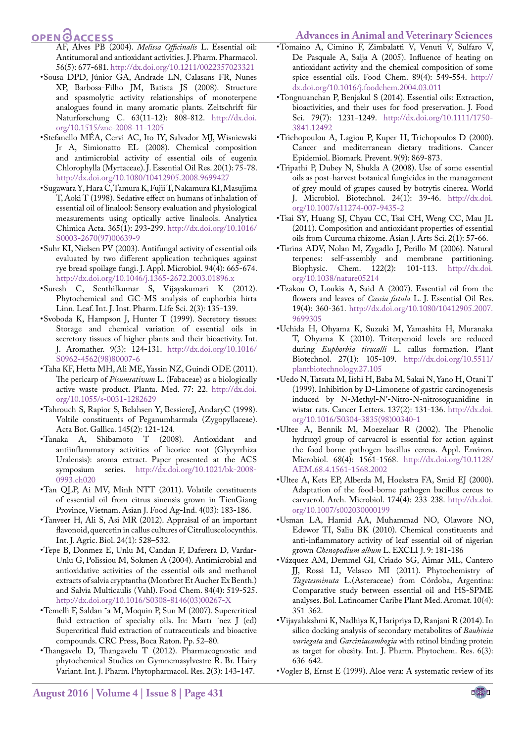AF, Alves PB (2004). *Melissa Officinalis* L. Essential oil: Antitumoral and antioxidant activities. J. Pharm. Pharmacol. 56(5): 677-681. http://dx.doi.org/10.1211/0022357023321

- Sousa DPD, Júnior GA, Andrade LN, Calasans FR, Nunes XP, Barbosa-Filho JM, Batista JS (2008). Structure and spasmolytic activity relationships of monoterpene analogues found in many aromatic plants. Zeitschrift für Naturforschung C. 63(11-12): 808-812. http://dx.doi.org/10.1515/znc-2008-11-1205
- Stefanello MÉA, Cervi AC, Ito IY, Salvador MJ, Wisniewski Jr A, Simionatto EL (2008). Chemical composition and antimicrobial activity of essential oils of eugenia Chlorophylla (Myrtaceae). J. Essential Oil Res. 20(1): 75-78. http://dx.doi.org/10.1080/10412905.2008.9699427
- Sugawara Y, Hara C, Tamura K, Fujii T, Nakamura KI, Masujima T, Aoki T (1998). Sedative effect on humans of inhalation of essential oil of linalool: Sensory evaluation and physiological measurements using optically active linalools. Analytica Chimica Acta. 365(1): 293-299. http://dx.doi.org/10.1016/S0003-2670(97)00639-9
- Suhr KI, Nielsen PV (2003). Antifungal activity of essential oils evaluated by two different application techniques against rye bread spoilage fungi. J. Appl. Microbiol. 94(4): 665-674. http://dx.doi.org/10.1046/j.1365-2672.2003.01896.x
- Suresh C, Senthilkumar S, Vijayakumari K (2012). Phytochemical and GC-MS analysis of euphorbia hirta Linn. Leaf. Int. J. Inst. Pharm. Life Sci. 2(3): 135-139.
- Svoboda K, Hampson J, Hunter T (1999). Secretory tissues: Storage and chemical variation of essential oils in secretory tissues of higher plants and their bioactivity. Int. J. Aromather. 9(3): 124-131. http://dx.doi.org/10.1016/S0962-4562(98)80007-6
- Taha KF, Hetta MH, Ali ME, Yassin NZ, Guindi ODE (2011). The pericarp of *Pisumsativum* L. (Fabaceae) as a biologically active waste product. Planta. Med. 77: 22. http://dx.doi.org/10.1055/s-0031-1282629
- Tahrouch S, Rapior S, Belahsen Y, BessiereJ, AndaryC (1998). Voltile constituents of Peganumharmala (Zygopyllaceae). Acta Bot. Gallica. 145(2): 121-124.
- Tanaka A, Shibamoto T (2008). Antioxidant and antiinflammatory activities of licorice root (Glycyrrhiza Uralensis): aroma extract. Paper presented at the ACS symposium series. http://dx.doi.org/10.1021/bk-2008-0993.ch020
- Tan QLP, Ai MV, Minh NTT (2011). Volatile constituents of essential oil from citrus sinensis grown in TienGiang Province, Vietnam. Asian J. Food Ag-Ind. 4(03): 183-186.
- Tanveer H, Ali S, Asi MR (2012). Appraisal of an important flavonoid, quercetin in callus cultures of Citrulluscolocynthis. Int. J. Agric. Biol. 24(1): 528–532.
- Tepe B, Donmez E, Unlu M, Candan F, Daferera D, Vardar-Unlu G, Polissiou M, Sokmen A (2004). Antimicrobial and antioxidative activities of the essential oils and methanol extracts of salvia cryptantha (Montbret Et Aucher Ex Benth.) and Salvia Multicaulis (Vahl). Food Chem. 84(4): 519-525. http://dx.doi.org/10.1016/S0308-8146(03)00267-X
- Temelli F, Saldan ˜a M, Moquin P, Sun M (2007). Supercritical fluid extraction of specialty oils. In: Martı ´nez J (ed) Supercritical fluid extraction of nutraceuticals and bioactive compounds. CRC Press, Boca Raton. Pp. 52–80.
- Thangavelu D, Thangavelu T (2012). Pharmacognostic and phytochemical Studies on Gymnemasylvestre R. Br. Hairy Variant. Int. J. Pharm. Phytopharmacol. Res. 2(3): 143-147.
- Tomaino A, Cimino F, Zimbalatti V, Venuti V, Sulfaro V, De Pasquale A, Saija A (2005). Influence of heating on antioxidant activity and the chemical composition of some spice essential oils. Food Chem. 89(4): 549-554. http://dx.doi.org/10.1016/j.foodchem.2004.03.011
- Tongnuanchan P, Benjakul S (2014). Essential oils: Extraction, bioactivities, and their uses for food preservation. J. Food Sci. 79(7): 1231-1249. http://dx.doi.org/10.1111/1750-3841.12492
- Trichopoulou A, Lagiou P, Kuper H, Trichopoulos D (2000). Cancer and mediterranean dietary traditions. Cancer Epidemiol. Biomark. Prevent. 9(9): 869-873.
- Tripathi P, Dubey N, Shukla A (2008). Use of some essential oils as post-harvest botanical fungicides in the management of grey mould of grapes caused by botrytis cinerea. World J. Microbiol. Biotechnol. 24(1): 39-46. http://dx.doi.org/10.1007/s11274-007-9435-2
- Tsai SY, Huang SJ, Chyau CC, Tsai CH, Weng CC, Mau JL (2011). Composition and antioxidant properties of essential oils from Curcuma rhizome. Asian J. Arts Sci. 2(1): 57-66.
- Turina ADV, Nolan M, Zygadlo J, Perillo M (2006). Natural terpenes: self-assembly and membrane partitioning. Biophysic. Chem. 122(2): 101-113. http://dx.doi.org/10.1038/nature05214
- Tzakou O, Loukis A, Said A (2007). Essential oil from the flowers and leaves of *Cassia fistula* L. J. Essential Oil Res. 19(4): 360-361. http://dx.doi.org/10.1080/10412905.2007.9699305
- Uchida H, Ohyama K, Suzuki M, Yamashita H, Muranaka T, Ohyama K (2010). Triterpenoid levels are reduced during *Euphorbia tirucalli* L. callus formation. Plant Biotechnol. 27(1): 105-109. http://dx.doi.org/10.5511/plantbiotechnology.27.105
- Uedo N, Tatsuta M, Iishi H, Baba M, Sakai N, Yano H, Otani T (1999). Inhibition by D-Limonene of gastric carcinogenesis induced by N-Methyl-N′-Nitro-N-nitrosoguanidine in wistar rats. Cancer Letters. 137(2): 131-136. http://dx.doi.org/10.1016/S0304-3835(98)00340-1
- Ultee A, Bennik M, Moezelaar R (2002). The Phenolic hydroxyl group of carvacrol is essential for action against the food-borne pathogen bacillus cereus. Appl. Environ. Microbiol. 68(4): 1561-1568. http://dx.doi.org/10.1128/AEM.68.4.1561-1568.2002
- Ultee A, Kets EP, Alberda M, Hoekstra FA, Smid EJ (2000). Adaptation of the food-borne pathogen bacillus cereus to carvacrol. Arch. Microbiol. 174(4): 233-238. http://dx.doi.org/10.1007/s002030000199
- Usman LA, Hamid AA, Muhammad NO, Olawore NO, Edewor TI, Saliu BK (2010). Chemical constituents and anti-inflammatory activity of leaf essential oil of nigerian grown *Chenopodium album* L. EXCLI J. 9: 181-186
- Vázquez AM, Demmel GI, Criado SG, Aimar ML, Cantero JJ, Rossi LI, Velasco MI (2011). Phytochemistry of *Tagetesminuta* L.(Asteraceae) from Córdoba, Argentina: Comparative study between essential oil and HS-SPME analyses. Bol. Latinoamer Caribe Plant Med. Aromat. 10(4): 351-362.
- Vijayalakshmi K, Nadhiya K, Haripriya D, Ranjani R (2014). In silico docking analysis of secondary metabolites of *Bauhinia variegata* and *Garciniacambogia* with retinol binding protein as target for obesity. Int. J. Pharm. Phytochem. Res. 6(3): 636-642.
- Vogler B, Ernst E (1999). Aloe vera: A systematic review of its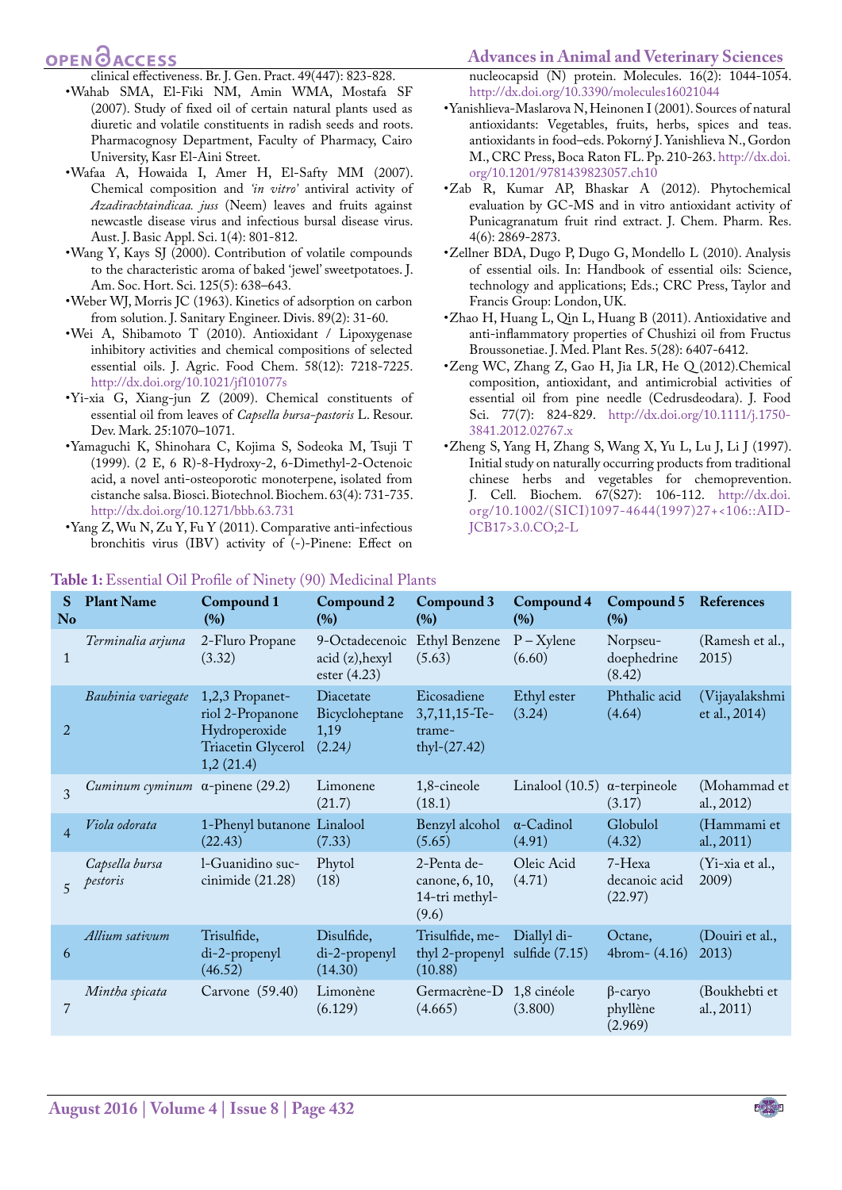clinical effectiveness. Br. J. Gen. Pract. 49(447): 823-828.

- Wahab SMA, El-Fiki NM, Amin WMA, Mostafa SF (2007). Study of fixed oil of certain natural plants used as diuretic and volatile constituents in radish seeds and roots. Pharmacognosy Department, Faculty of Pharmacy, Cairo University, Kasr El-Aini Street.
- Wafaa A, Howaida I, Amer H, El-Safty MM (2007). Chemical composition and *'in vitro'* antiviral activity of *Azadirachtaindicaa. juss* (Neem) leaves and fruits against newcastle disease virus and infectious bursal disease virus. Aust. J. Basic Appl. Sci. 1(4): 801-812.
- Wang Y, Kays SJ (2000). Contribution of volatile compounds to the characteristic aroma of baked 'jewel' sweetpotatoes. J. Am. Soc. Hort. Sci. 125(5): 638–643.
- Weber WJ, Morris JC (1963). Kinetics of adsorption on carbon from solution. J. Sanitary Engineer. Divis. 89(2): 31-60.
- Wei A, Shibamoto T (2010). Antioxidant / Lipoxygenase inhibitory activities and chemical compositions of selected essential oils. J. Agric. Food Chem. 58(12): 7218-7225. http://dx.doi.org/10.1021/jf101077s
- Yi-xia G, Xiang-jun Z (2009). Chemical constituents of essential oil from leaves of *Capsella bursa-pastoris* L. Resour. Dev. Mark. 25:1070–1071.
- Yamaguchi K, Shinohara C, Kojima S, Sodeoka M, Tsuji T (1999). (2 E, 6 R)-8-Hydroxy-2, 6-Dimethyl-2-Octenoic acid, a novel anti-osteoporotic monoterpene, isolated from cistanche salsa. Biosci. Biotechnol. Biochem. 63(4): 731-735. http://dx.doi.org/10.1271/bbb.63.731
- Yang Z, Wu N, Zu Y, Fu Y (2011). Comparative anti-infectious bronchitis virus (IBV) activity of (-)-Pinene: Effect on nucleocapsid (N) protein. Molecules. 16(2): 1044-1054. http://dx.doi.org/10.3390/molecules16021044
- Yanishlieva-Maslarova N, Heinonen I (2001). Sources of natural antioxidants: Vegetables, fruits, herbs, spices and teas. antioxidants in food–eds. Pokorný J. Yanishlieva N., Gordon M., CRC Press, Boca Raton FL. Pp. 210-263. http://dx.doi.org/10.1201/9781439823057.ch10
- Zab R, Kumar AP, Bhaskar A (2012). Phytochemical evaluation by GC-MS and in vitro antioxidant activity of Punicagranatum fruit rind extract. J. Chem. Pharm. Res. 4(6): 2869-2873.
- Zellner BDA, Dugo P, Dugo G, Mondello L (2010). Analysis of essential oils. In: Handbook of essential oils: Science, technology and applications; Eds.; CRC Press, Taylor and Francis Group: London, UK.
- Zhao H, Huang L, Qin L, Huang B (2011). Antioxidative and anti-inflammatory properties of Chushizi oil from Fructus Broussonetiae. J. Med. Plant Res. 5(28): 6407-6412.
- Zeng WC, Zhang Z, Gao H, Jia LR, He Q (2012).Chemical composition, antioxidant, and antimicrobial activities of essential oil from pine needle (Cedrusdeodara). J. Food Sci. 77(7): 824-829. http://dx.doi.org/10.1111/j.1750-3841.2012.02767.x
- Zheng S, Yang H, Zhang S, Wang X, Yu L, Lu J, Li J (1997). Initial study on naturally occurring products from traditional chinese herbs and vegetables for chemoprevention. J. Cell. Biochem. 67(S27): 106-112. http://dx.doi.org/10.1002/(SICI)1097-4644(1997)27+<106::AID-JCB17>3.0.CO;2-L

**Table 1:** Essential Oil Profile of Ninety (90) Medicinal Plants

| S No | Plant Name | Compound 1 (%) | Compound 2 (%) | Compound 3 (%) | Compound 4 (%) | Compound 5 (%) | References |
|---|---|---|---|---|---|---|---|
| 1 | *Terminalia arjuna* | 2-Fluro Propane (3.32) | 9-Octadecenoic acid (z),hexyl ester (4.23) | Ethyl Benzene (5.63) | P – Xylene (6.60) | Norpseu-doephedrine (8.42) | (Ramesh et al., 2015) |
| 2 | *Bauhinia variegate* | 1,2,3 Propanetriol 2-Propanone Hydroperoxide Triacetin Glycerol 1,2 (21.4) | Diacetate Bicycloheptane 1,19 (2.24) | Eicosadiene 3,7,11,15-Tetramethyl-(27.42) | Ethyl ester (3.24) | Phthalic acid (4.64) | (Vijayalakshmi et al., 2014) |
| 3 | *Cuminum cyminum* | α-pinene (29.2) | Limonene (21.7) | 1,8-cineole (18.1) | Linalool (10.5) | α-terpineole (3.17) | (Mohammad et al., 2012) |
| 4 | *Viola odorata* | 1-Phenyl butanone (22.43) | Linalool (7.33) | Benzyl alcohol (5.65) | α-Cadinol (4.91) | Globulol (4.32) | (Hammami et al., 2011) |
| 5 | *Capsella bursa pestoris* | l-Guanidino succinimide (21.28) | Phytol (18) | 2-Penta decanone, 6, 10, 14-tri methyl- (9.6) | Oleic Acid (4.71) | 7-Hexa decanoic acid (22.97) | (Yi-xia et al., 2009) |
| 6 | *Allium sativum* | Trisulfide, di-2-propenyl (46.52) | Disulfide, di-2-propenyl (14.30) | Trisulfide, methyl 2-propenyl (10.88) | Diallyl disulfide (7.15) | Octane, 4brom- (4.16) | (Douiri et al., 2013) |
| 7 | *Mintha spicata* | Carvone (59.40) | Limonène (6.129) | Germacrène-D (4.665) | 1,8 cinéole (3.800) | β-caryo phyllène (2.969) | (Boukhebti et al., 2011) |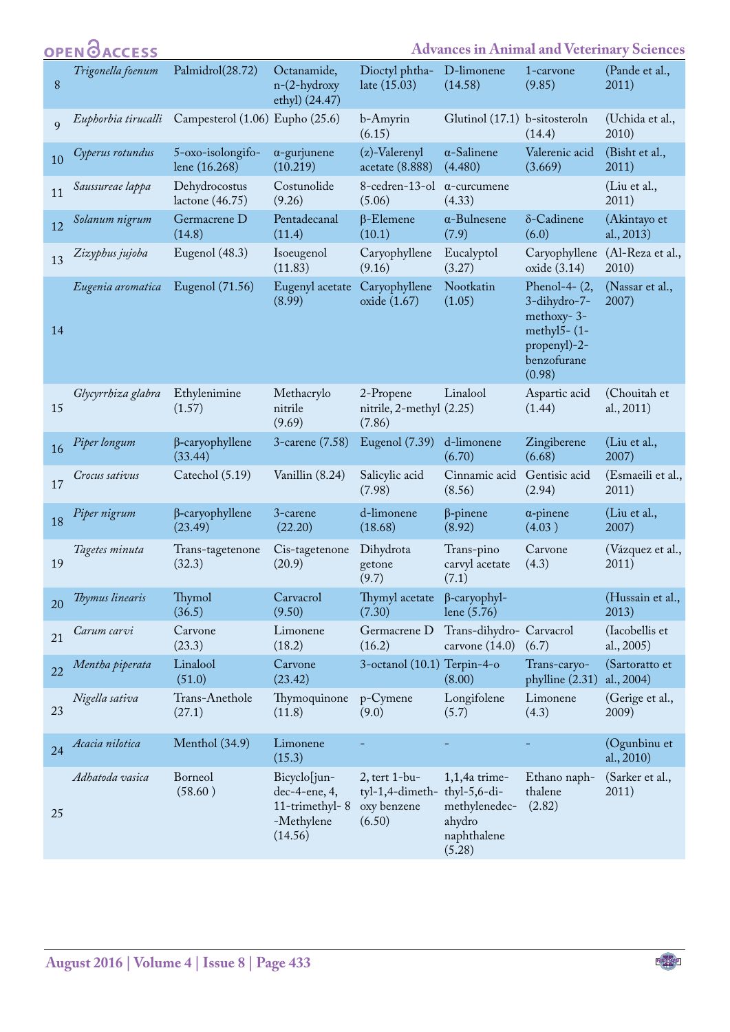| | | | | | | | |
|---|---|---|---|---|---|---|---|
| 8 | *Trigonella foenum* | Palmidrol(28.72) | Octanamide, n-(2-hydroxy ethyl) (24.47) | Dioctyl phthalate (15.03) | D-limonene (14.58) | 1-carvone (9.85) | (Pande et al., 2011) |
| 9 | *Euphorbia tirucalli* | Campesterol (1.06) | Eupho (25.6) | b-Amyrin (6.15) | Glutinol (17.1) | b-sitosteroln (14.4) | (Uchida et al., 2010) |
| 10 | *Cyperus rotundus* | 5-oxo-isolongifolene (16.268) | α-gurjunene (10.219) | (z)-Valerenyl acetate (8.888) | α-Salinene (4.480) | Valerenic acid (3.669) | (Bisht et al., 2011) |
| 11 | *Saussureae lappa* | Dehydrocostus lactone (46.75) | Costunolide (9.26) | 8-cedren-13-ol (5.06) | α-curcumene (4.33) | | (Liu et al., 2011) |
| 12 | *Solanum nigrum* | Germacrene D (14.8) | Pentadecanal (11.4) | β-Elemene (10.1) | α-Bulnesene (7.9) | δ-Cadinene (6.0) | (Akintayo et al., 2013) |
| 13 | *Zizyphus jujoba* | Eugenol (48.3) | Isoeugenol (11.83) | Caryophyllene (9.16) | Eucalyptol (3.27) | Caryophyllene oxide (3.14) | (Al-Reza et al., 2010) |
| 14 | *Eugenia aromatica* | Eugenol (71.56) | Eugenyl acetate (8.99) | Caryophyllene oxide (1.67) | Nootkatin (1.05) | Phenol-4- (2, 3-dihydro-7-methoxy- 3-methyl5- (1-propenyl)-2-benzofurane (0.98) | (Nassar et al., 2007) |
| 15 | *Glycyrrhiza glabra* | Ethylenimine (1.57) | Methacrylo nitrile (9.69) | 2-Propene nitrile, 2-methyl (7.86) | Linalool (2.25) | Aspartic acid (1.44) | (Chouitah et al., 2011) |
| 16 | *Piper longum* | β-caryophyllene (33.44) | 3-carene (7.58) | Eugenol (7.39) | d-limonene (6.70) | Zingiberene (6.68) | (Liu et al., 2007) |
| 17 | *Crocus sativus* | Catechol (5.19) | Vanillin (8.24) | Salicylic acid (7.98) | Cinnamic acid (8.56) | Gentisic acid (2.94) | (Esmaeili et al., 2011) |
| 18 | *Piper nigrum* | β-caryophyllene (23.49) | 3-carene (22.20) | d-limonene (18.68) | β-pinene (8.92) | α-pinene (4.03 ) | (Liu et al., 2007) |
| 19 | *Tagetes minuta* | Trans-tagetenone (32.3) | Cis-tagetenone (20.9) | Dihydrota getone (9.7) | Trans-pino carvyl acetate (7.1) | Carvone (4.3) | (Vázquez et al., 2011) |
| 20 | *Thymus linearis* | Thymol (36.5) | Carvacrol (9.50) | Thymyl acetate (7.30) | β-caryophyllene (5.76) | | (Hussain et al., 2013) |
| 21 | *Carum carvi* | Carvone (23.3) | Limonene (18.2) | Germacrene D (16.2) | Trans-dihydrocarvone (14.0) | Carvacrol (6.7) | (Iacobellis et al., 2005) |
| 22 | *Mentha piperata* | Linalool (51.0) | Carvone (23.42) | 3-octanol (10.1) | Terpin-4-o (8.00) | Trans-caryophylline (2.31) | (Sartoratto et al., 2004) |
| 23 | *Nigella sativa* | Trans-Anethole (27.1) | Thymoquinone (11.8) | p-Cymene (9.0) | Longifolene (5.7) | Limonene (4.3) | (Gerige et al., 2009) |
| 24 | *Acacia nilotica* | Menthol (34.9) | Limonene (15.3) | - | - | - | (Ogunbinu et al., 2010) |
| 25 | *Adhatoda vasica* | Borneol (58.60 ) | Bicyclo[jundec-4-ene, 4, 11-trimethyl- 8 -Methylene (14.56) | 2, tert 1-butyl-1,4-dimethoxy benzene (6.50) | 1,1,4a trimethyl-5,6-dimethylenedecahydro naphthalene (5.28) | Ethano naphthalene (2.82) | (Sarker et al., 2011) |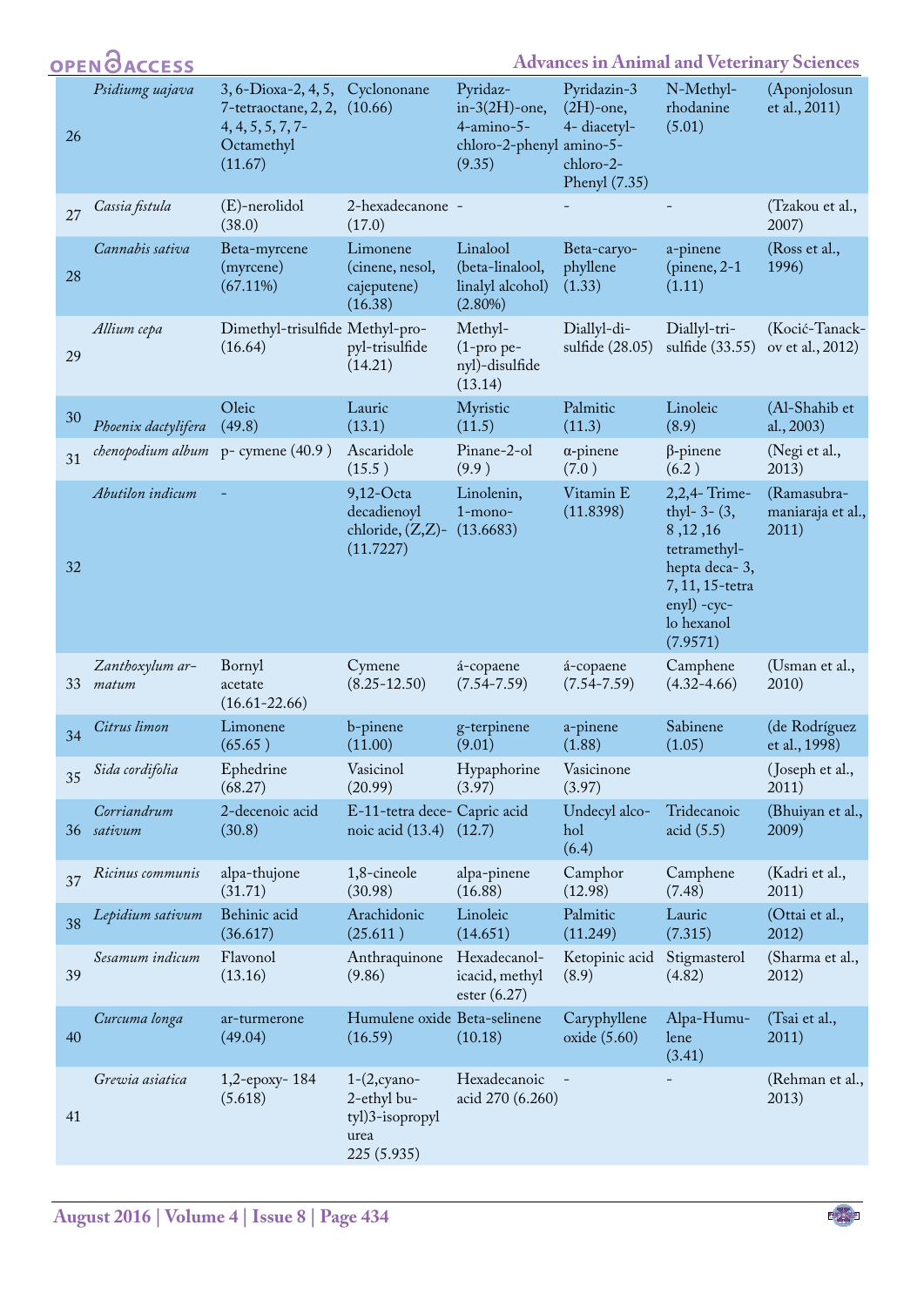| 26 | *Psidiumg uajava* | 3, 6-Dioxa-2, 4, 5, 7-tetraoctane, 2, 2, 4, 4, 5, 5, 7, 7-Octamethyl (11.67) | Cyclononane (10.66) | Pyridazin-3(2H)-one, 4-amino-5-chloro-2-phenyl (9.35) | Pyridazin-3 (2H)-one, 4- diacetylamino-5-chloro-2-Phenyl (7.35) | N-Methyl-rhodanine (5.01) | (Aponjolosun et al., 2011) |
|---|---|---|---|---|---|---|---|
| 27 | *Cassia fistula* | (E)-nerolidol (38.0) | 2-hexadecanone (17.0) | - | - | - | (Tzakou et al., 2007) |
| 28 | *Cannabis sativa* | Beta-myrcene (myrcene) (67.11%) | Limonene (cinene, nesol, cajeputene) (16.38) | Linalool (beta-linalool, linalyl alcohol) (2.80%) | Beta-caryophyllene (1.33) | a-pinene (pinene, 2-1 (1.11) | (Ross et al., 1996) |
| 29 | *Allium cepa* | Dimethyl-trisulfide (16.64) | Methyl-propyl-trisulfide (14.21) | Methyl-(1-pro penyl)-disulfide (13.14) | Diallyl-disulfide (28.05) | Diallyl-trisulfide (33.55) | (Kocić-Tanackov et al., 2012) |
| 30 | *Phoenix dactylifera* | Oleic (49.8) | Lauric (13.1) | Myristic (11.5) | Palmitic (11.3) | Linoleic (8.9) | (Al-Shahib et al., 2003) |
| 31 | *chenopodium album* | p- cymene (40.9 ) | Ascaridole (15.5 ) | Pinane-2-ol (9.9 ) | α-pinene (7.0 ) | β-pinene (6.2 ) | (Negi et al., 2013) |
| 32 | *Abutilon indicum* | - | 9,12-Octa decadienoyl chloride, (Z,Z)- (11.7227) | Linolenin, 1-mono- (13.6683) | Vitamin E (11.8398) | 2,2,4- Trimethyl- 3- (3, 8 ,12 ,16 tetramethyl-hepta deca- 3, 7, 11, 15-tetra enyl) -cyclo hexanol (7.9571) | (Ramasubramaniaraja et al., 2011) |
| 33 | *Zanthoxylum armatum* | Bornyl acetate (16.61-22.66) | Cymene (8.25-12.50) | á-copaene (7.54-7.59) | á-copaene (7.54-7.59) | Camphene (4.32-4.66) | (Usman et al., 2010) |
| 34 | *Citrus limon* | Limonene (65.65 ) | b-pinene (11.00) | g-terpinene (9.01) | a-pinene (1.88) | Sabinene (1.05) | (de Rodríguez et al., 1998) |
| 35 | *Sida cordifolia* | Ephedrine (68.27) | Vasicinol (20.99) | Hypaphorine (3.97) | Vasicinone (3.97) | | (Joseph et al., 2011) |
| 36 | *Corriandrum sativum* | 2-decenoic acid (30.8) | E-11-tetra decenoic acid (13.4) | Capric acid (12.7) | Undecyl alcohol (6.4) | Tridecanoic acid (5.5) | (Bhuiyan et al., 2009) |
| 37 | *Ricinus communis* | alpa-thujone (31.71) | 1,8-cineole (30.98) | alpa-pinene (16.88) | Camphor (12.98) | Camphene (7.48) | (Kadri et al., 2011) |
| 38 | *Lepidium sativum* | Behinic acid (36.617) | Arachidonic (25.611 ) | Linoleic (14.651) | Palmitic (11.249) | Lauric (7.315) | (Ottai et al., 2012) |
| 39 | *Sesamum indicum* | Flavonol (13.16) | Anthraquinone (9.86) | Hexadecanol-icacid, methyl ester (6.27) | Ketopinic acid (8.9) | Stigmasterol (4.82) | (Sharma et al., 2012) |
| 40 | *Curcuma longa* | ar-turmerone (49.04) | Humulene oxide (16.59) | Beta-selinene (10.18) | Caryphyllene oxide (5.60) | Alpa-Humulene (3.41) | (Tsai et al., 2011) |
| 41 | *Grewia asiatica* | 1,2-epoxy- 184 (5.618) | 1-(2,cyano-2-ethyl butyl)3-isopropyl urea 225 (5.935) | Hexadecanoic acid 270 (6.260) | - | - | (Rehman et al., 2013) |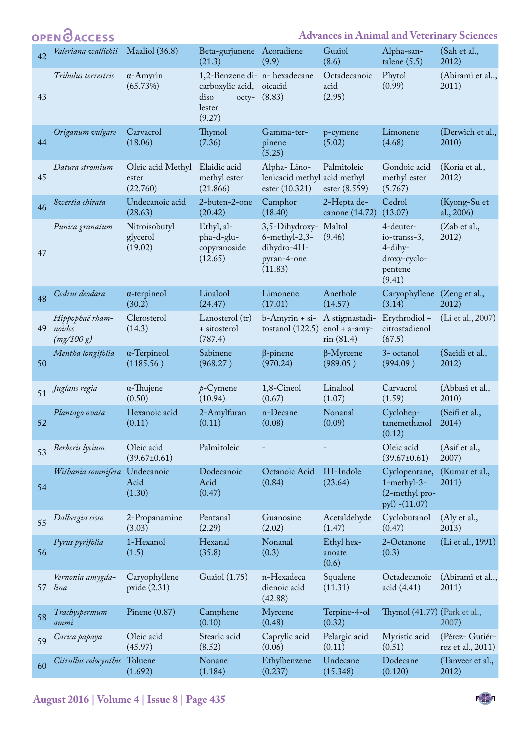| | | | | | | | |
|---|---|---|---|---|---|---|---|
| 42 | *Valeriana wallichii* | Maaliol (36.8) | Beta-gurjunene (21.3) | Acoradiene (9.9) | Guaiol (8.6) | Alpha-santalene (5.5) | (Sah et al., 2012) |
| 43 | *Tribulus terrestris* | α-Amyrin (65.73%) | 1,2-Benzene dicarboxylic acid, diso octylester (9.27) | n- hexadecane oicacid (8.83) | Octadecanoic acid (2.95) | Phytol (0.99) | (Abirami et al.., 2011) |
| 44 | *Origanum vulgare* | Carvacrol (18.06) | Thymol (7.36) | Gamma-terpinene (5.25) | p-cymene (5.02) | Limonene (4.68) | (Derwich et al., 2010) |
| 45 | *Datura stromium* | Oleic acid Methyl ester (22.760) | Elaidic acid methyl ester (21.866) | Alpha- Linolenicacid methyl ester (10.321) | Palmitoleic acid methyl ester (8.559) | Gondoic acid methyl ester (5.767) | (Koria et al., 2012) |
| 46 | *Swertia chirata* | Undecanoic acid (28.63) | 2-buten-2-one (20.42) | Camphor (18.40) | 2-Hepta decanone (14.72) | Cedrol (13.07) | (Kyong-Su et al., 2006) |
| 47 | *Punica granatum* | Nitroisobutyl glycerol (19.02) | Ethyl, alpha-d-glucopyranoside (12.65) | 3,5-Dihydroxy-6-methyl-2,3-dihydro-4H-pyran-4-one (11.83) | Maltol (9.46) | 4-deuterio-transs-3, 4-dihydroxy-cyclopentene (9.41) | (Zab et al., 2012) |
| 48 | *Cedrus deodara* | α-terpineol (30.2) | Linalool (24.47) | Limonene (17.01) | Anethole (14.57) | Caryophyllene (3.14) | (Zeng et al., 2012) |
| 49 | *Hippophaë rhamnoides (mg/100 g)* | Clerosterol (14.3) | Lanosterol (tr) + sitosterol (787.4) | b-Amyrin + sitostanol (122.5) | A stigmastadienol + a-amyrin (81.4) | Erythrodiol + citrostadienol (67.5) | (Li et al., 2007) |
| 50 | *Mentha longifolia* | α-Terpineol (1185.56 ) | Sabinene (968.27 ) | β-pinene (970.24) | β-Myrcene (989.05 ) | 3- octanol (994.09 ) | (Saeidi et al., 2012) |
| 51 | *Juglans regia* | α-Thujene (0.50) | *p*-Cymene (10.94) | 1,8-Cineol (0.67) | Linalool (1.07) | Carvacrol (1.59) | (Abbasi et al., 2010) |
| 52 | *Plantago ovata* | Hexanoic acid (0.11) | 2-Amylfuran (0.11) | n-Decane (0.08) | Nonanal (0.09) | Cycloheptanemethanol (0.12) | (Seifi et al., 2014) |
| 53 | *Berberis lycium* | Oleic acid (39.67±0.61) | Palmitoleic | - | - | Oleic acid (39.67±0.61) | (Asif et al., 2007) |
| 54 | *Withania somnifera* | Undecanoic Acid (1.30) | Dodecanoic Acid (0.47) | Octanoic Acid (0.84) | IH-Indole (23.64) | Cyclopentane, 1-methyl-3-(2-methyl propyl) -(11.07) | (Kumar et al., 2011) |
| 55 | *Dalbergia sisso* | 2-Propanamine (3.03) | Pentanal (2.29) | Guanosine (2.02) | Acetaldehyde (1.47) | Cyclobutanol (0.47) | (Aly et al., 2013) |
| 56 | *Pyrus pyrifolia* | 1-Hexanol (1.5) | Hexanal (35.8) | Nonanal (0.3) | Ethyl hexanoate (0.6) | 2-Octanone (0.3) | (Li et al., 1991) |
| 57 | *Vernonia amygdalina* | Caryophyllene pxide (2.31) | Guaiol (1.75) | n-Hexadeca dienoic acid (42.88) | Squalene (11.31) | Octadecanoic acid (4.41) | (Abirami et al.., 2011) |
| 58 | *Trachyspermum ammi* | Pinene (0.87) | Camphene (0.10) | Myrcene (0.48) | Terpine-4-ol (0.32) | Thymol (41.77) | (Park et al., 2007) |
| 59 | *Carica papaya* | Oleic acid (45.97) | Stearic acid (8.52) | Caprylic acid (0.06) | Pelargic acid (0.11) | Myristic acid (0.51) | (Pérez- Gutiérrez et al., 2011) |
| 60 | *Citrullus colocynthis* | Toluene (1.692) | Nonane (1.184) | Ethylbenzene (0.237) | Undecane (15.348) | Dodecane (0.120) | (Tanveer et al., 2012) |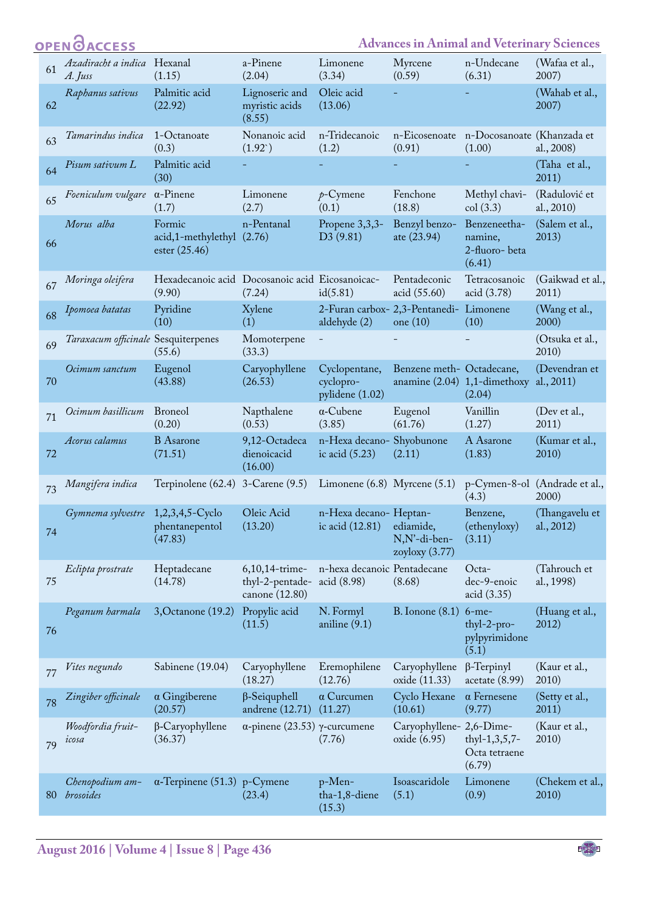| 61 | *Azadiracht a indica A. Juss* | Hexanal (1.15) | a-Pinene (2.04) | Limonene (3.34) | Myrcene (0.59) | n-Undecane (6.31) | (Wafaa et al., 2007) |
|---|---|---|---|---|---|---|---|
| 62 | *Raphanus sativus* | Palmitic acid (22.92) | Lignoseric and myristic acids (8.55) | Oleic acid (13.06) | - | - | (Wahab et al., 2007) |
| 63 | *Tamarindus indica* | 1-Octanoate (0.3) | Nonanoic acid (1.92`) | n-Tridecanoic (1.2) | n-Eicosenoate (0.91) | n-Docosanoate (1.00) | (Khanzada et al., 2008) |
| 64 | *Pisum sativum L* | Palmitic acid (30) | - | - | - | - | (Taha et al., 2011) |
| 65 | *Foeniculum vulgare* | α-Pinene (1.7) | Limonene (2.7) | *p*-Cymene (0.1) | Fenchone (18.8) | Methyl chavicol (3.3) | (Radulović et al., 2010) |
| 66 | *Morus alba* | Formic acid,1-methylethyl ester (25.46) | n-Pentanal (2.76) | Propene 3,3,3-D3 (9.81) | Benzyl benzoate (23.94) | Benzeneethanamine, 2-fluoro- beta (6.41) | (Salem et al., 2013) |
| 67 | *Moringa oleifera* | Hexadecanoic acid (9.90) | Docosanoic acid (7.24) | Eicosanoicacid(5.81) | Pentadeconic acid (55.60) | Tetracosanoic acid (3.78) | (Gaikwad et al., 2011) |
| 68 | *Ipomoea batatas* | Pyridine (10) | Xylene (1) | 2-Furan carboxaldehyde (2) | 2,3-Pentanedione (10) | Limonene (10) | (Wang et al., 2000) |
| 69 | *Taraxacum officinale* | Sesquiterpenes (55.6) | Momoterpene (33.3) | - | - | - | (Otsuka et al., 2010) |
| 70 | *Ocimum sanctum* | Eugenol (43.88) | Caryophyllene (26.53) | Cyclopentane, cyclopropylidene (1.02) | Benzene methanamine (2.04) | Octadecane, 1,1-dimethoxy (2.04) | (Devendran et al., 2011) |
| 71 | *Ocimum basillicum* | Broneol (0.20) | Napthalene (0.53) | α-Cubene (3.85) | Eugenol (61.76) | Vanillin (1.27) | (Dev et al., 2011) |
| 72 | *Acorus calamus* | B Asarone (71.51) | 9,12-Octadeca dienoicacid (16.00) | n-Hexa decanoic acid (5.23) | Shyobunone (2.11) | A Asarone (1.83) | (Kumar et al., 2010) |
| 73 | *Mangifera indica* | Terpinolene (62.4) | 3-Carene (9.5) | Limonene (6.8) | Myrcene (5.1) | p-Cymen-8-ol (4.3) | (Andrade et al., 2000) |
| 74 | *Gymnema sylvestre* | 1,2,3,4,5-Cyclo phentanepentol (47.83) | Oleic Acid (13.20) | n-Hexa decanoic acid (12.81) | Heptanediamide, N,N'-di-benzoyloxy (3.77) | Benzene, (ethenyloxy) (3.11) | (Thangavelu et al., 2012) |
| 75 | *Eclipta prostrate* | Heptadecane (14.78) | 6,10,14-trimethyl-2-pentadecanone (12.80) | n-hexa decanoic acid (8.98) | Pentadecane (8.68) | Octadec-9-enoic acid (3.35) | (Tahrouch et al., 1998) |
| 76 | *Peganum harmala* | 3,Octanone (19.2) | Propylic acid (11.5) | N. Formyl aniline (9.1) | B. Ionone (8.1) | 6-methyl-2-propylpyrimidone (5.1) | (Huang et al., 2012) |
| 77 | *Vites negundo* | Sabinene (19.04) | Caryophyllene (18.27) | Eremophilene (12.76) | Caryophyllene oxide (11.33) | β-Terpinyl acetate (8.99) | (Kaur et al., 2010) |
| 78 | *Zingiber officinale* | α Gingiberene (20.57) | β-Seiquphell andrene (12.71) | α Curcumen (11.27) | Cyclo Hexane (10.61) | α Fernesene (9.77) | (Setty et al., 2011) |
| 79 | *Woodfordia fruiticosa* | β-Caryophyllene (36.37) | α-pinene (23.53) | γ-curcumene (7.76) | Caryophylleneoxide (6.95) | 2,6-Dimethyl-1,3,5,7-Octa tetraene (6.79) | (Kaur et al., 2010) |
| 80 | *Chenopodium ambrosoides* | α-Terpinene (51.3) | p-Cymene (23.4) | p-Mentha-1,8-diene (15.3) | Isoascaridole (5.1) | Limonene (0.9) | (Chekem et al., 2010) |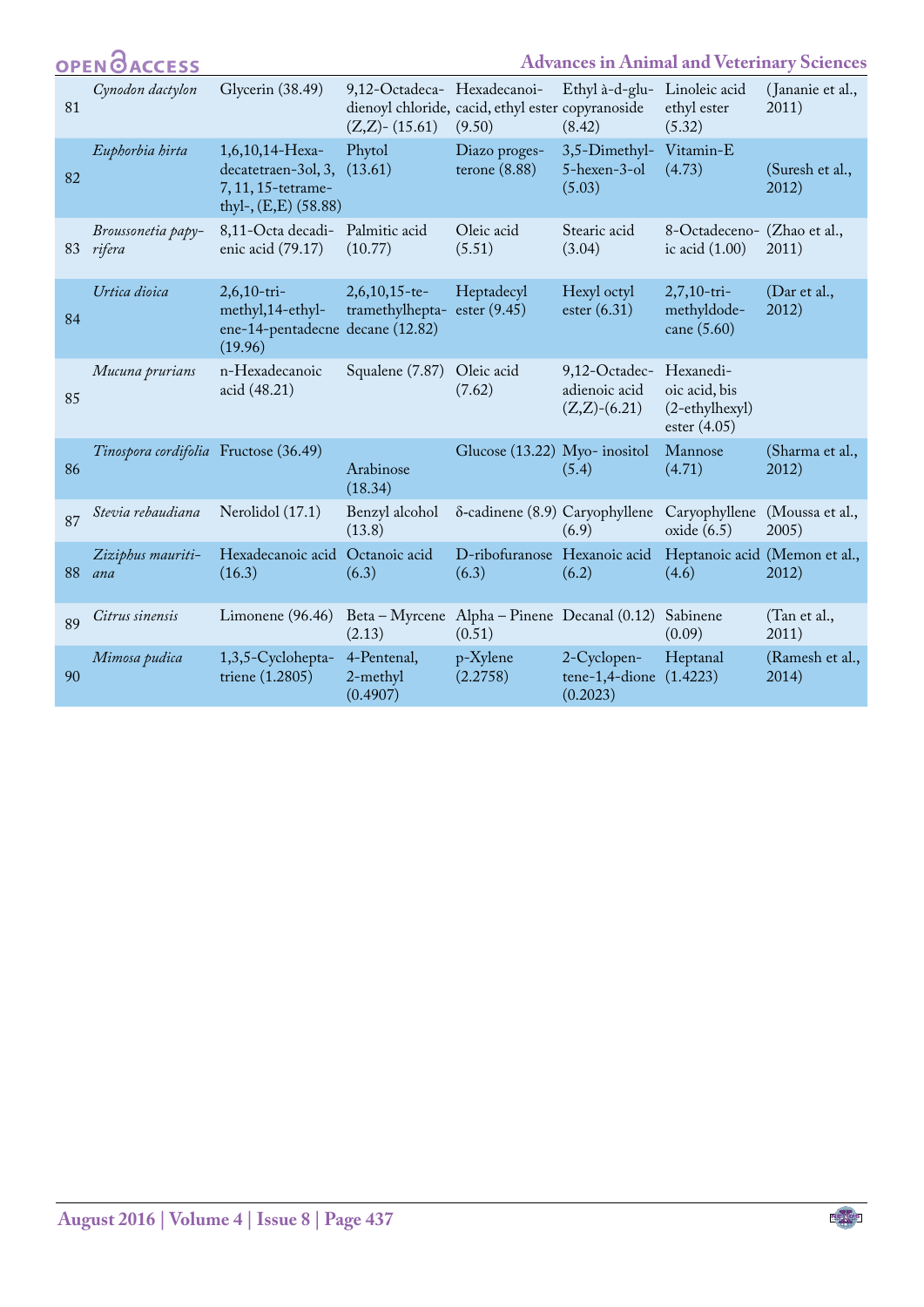| | | | | | | | |
|---|---|---|---|---|---|---|---|
| 81 | *Cynodon dactylon* | Glycerin (38.49) | 9,12-Octadecadienoyl chloride, (Z,Z)- (15.61) | Hexadecanoicacid, ethyl ester (9.50) | Ethyl à-d-glucopyranoside (8.42) | Linoleic acid ethyl ester (5.32) | (Jananie et al., 2011) |
| 82 | *Euphorbia hirta* | 1,6,10,14-Hexadecatetraen-3ol, 3, 7, 11, 15-tetramethyl-, (E,E) (58.88) | Phytol (13.61) | Diazo progesterone (8.88) | 3,5-Dimethyl-5-hexen-3-ol (5.03) | Vitamin-E (4.73) | (Suresh et al., 2012) |
| 83 | *Broussonetia papyrifera* | 8,11-Octa decadienic acid (79.17) | Palmitic acid (10.77) | Oleic acid (5.51) | Stearic acid (3.04) | 8-Octadecenoic acid (1.00) | (Zhao et al., 2011) |
| 84 | *Urtica dioica* | 2,6,10-trimethyl,14-ethylene-14-pentadecne (19.96) | 2,6,10,15-tetramethylheptadecane (12.82) | Heptadecyl ester (9.45) | Hexyl octyl ester (6.31) | 2,7,10-trimethyldodecane (5.60) | (Dar et al., 2012) |
| 85 | *Mucuna prurians* | n-Hexadecanoic acid (48.21) | Squalene (7.87) | Oleic acid (7.62) | 9,12-Octadecadienoic acid (Z,Z)-(6.21) | Hexanedioic acid, bis (2-ethylhexyl) ester (4.05) | |
| 86 | *Tinospora cordifolia* | Fructose (36.49) | Arabinose (18.34) | Glucose (13.22) | Myo- inositol (5.4) | Mannose (4.71) | (Sharma et al., 2012) |
| 87 | *Stevia rebaudiana* | Nerolidol (17.1) | Benzyl alcohol (13.8) | δ-cadinene (8.9) | Caryophyllene (6.9) | Caryophyllene oxide (6.5) | (Moussa et al., 2005) |
| 88 | *Ziziphus mauritiana* | Hexadecanoic acid (16.3) | Octanoic acid (6.3) | D-ribofuranose (6.3) | Hexanoic acid (6.2) | Heptanoic acid (4.6) | (Memon et al., 2012) |
| 89 | *Citrus sinensis* | Limonene (96.46) | Beta – Myrcene (2.13) | Alpha – Pinene (0.51) | Decanal (0.12) | Sabinene (0.09) | (Tan et al., 2011) |
| 90 | *Mimosa pudica* | 1,3,5-Cycloheptatriene (1.2805) | 4-Pentenal, 2-methyl (0.4907) | p-Xylene (2.2758) | 2-Cyclopentene-1,4-dione (0.2023) | Heptanal (1.4223) | (Ramesh et al., 2014) |